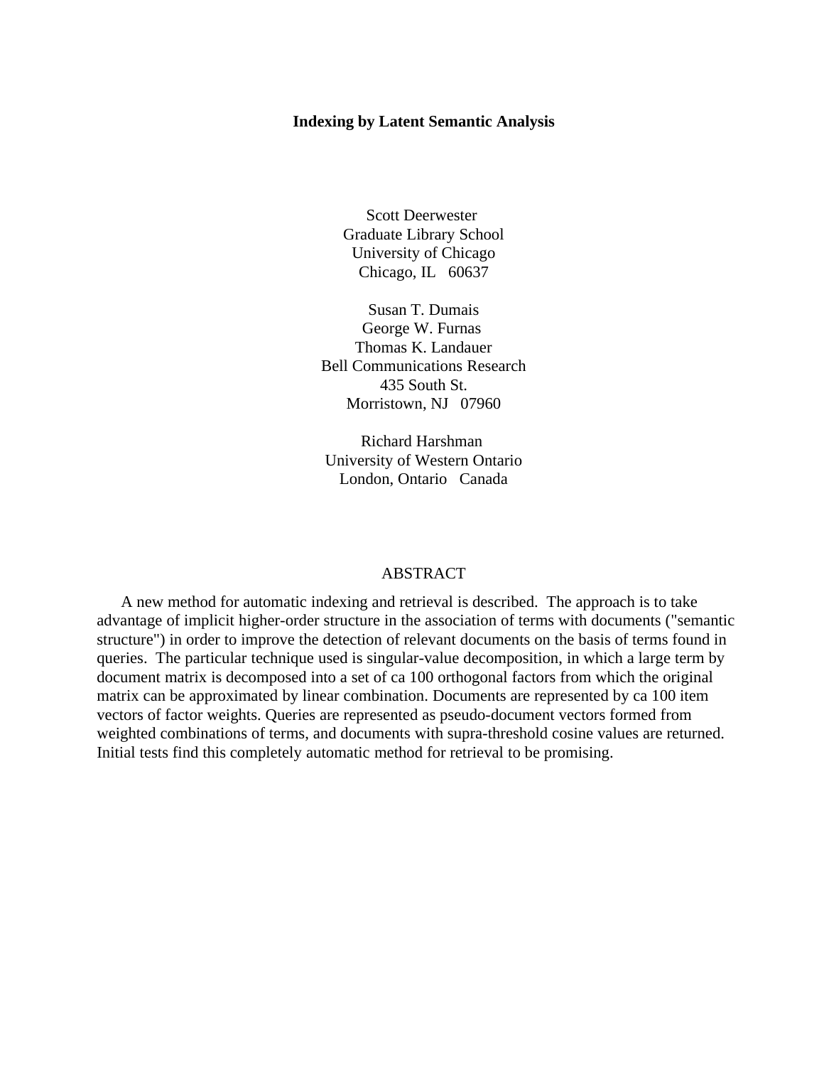# Indexing by Latent Semantic Analysis

Scott Deerwester
Graduate Library School
University of Chicago
Chicago, IL 60637

Susan T. Dumais
George W. Furnas
Thomas K. Landauer
Bell Communications Research
435 South St.
Morristown, NJ 07960

Richard Harshman
University of Western Ontario
London, Ontario Canada

## ABSTRACT

A new method for automatic indexing and retrieval is described. The approach is to take advantage of implicit higher-order structure in the association of terms with documents ("semantic structure") in order to improve the detection of relevant documents on the basis of terms found in queries. The particular technique used is singular-value decomposition, in which a large term by document matrix is decomposed into a set of ca 100 orthogonal factors from which the original matrix can be approximated by linear combination. Documents are represented by ca 100 item vectors of factor weights. Queries are represented as pseudo-document vectors formed from weighted combinations of terms, and documents with supra-threshold cosine values are returned. Initial tests find this completely automatic method for retrieval to be promising.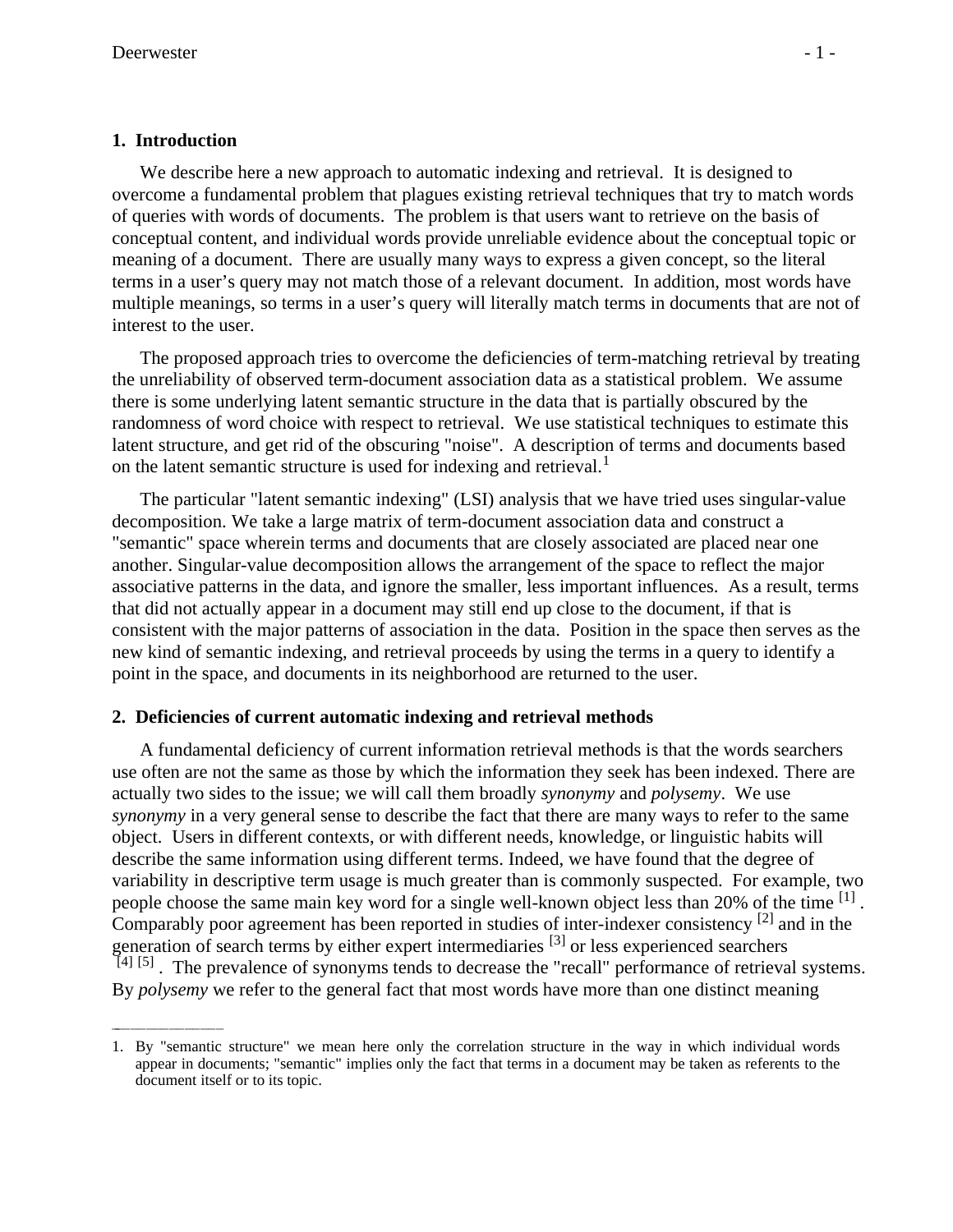## 1. Introduction

We describe here a new approach to automatic indexing and retrieval. It is designed to overcome a fundamental problem that plagues existing retrieval techniques that try to match words of queries with words of documents. The problem is that users want to retrieve on the basis of conceptual content, and individual words provide unreliable evidence about the conceptual topic or meaning of a document. There are usually many ways to express a given concept, so the literal terms in a user's query may not match those of a relevant document. In addition, most words have multiple meanings, so terms in a user's query will literally match terms in documents that are not of interest to the user.

The proposed approach tries to overcome the deficiencies of term-matching retrieval by treating the unreliability of observed term-document association data as a statistical problem. We assume there is some underlying latent semantic structure in the data that is partially obscured by the randomness of word choice with respect to retrieval. We use statistical techniques to estimate this latent structure, and get rid of the obscuring "noise". A description of terms and documents based on the latent semantic structure is used for indexing and retrieval.[1]

The particular "latent semantic indexing" (LSI) analysis that we have tried uses singular-value decomposition. We take a large matrix of term-document association data and construct a "semantic" space wherein terms and documents that are closely associated are placed near one another. Singular-value decomposition allows the arrangement of the space to reflect the major associative patterns in the data, and ignore the smaller, less important influences. As a result, terms that did not actually appear in a document may still end up close to the document, if that is consistent with the major patterns of association in the data. Position in the space then serves as the new kind of semantic indexing, and retrieval proceeds by using the terms in a query to identify a point in the space, and documents in its neighborhood are returned to the user.

## 2. Deficiencies of current automatic indexing and retrieval methods

A fundamental deficiency of current information retrieval methods is that the words searchers use often are not the same as those by which the information they seek has been indexed. There are actually two sides to the issue; we will call them broadly *synonymy* and *polysemy*. We use *synonymy* in a very general sense to describe the fact that there are many ways to refer to the same object. Users in different contexts, or with different needs, knowledge, or linguistic habits will describe the same information using different terms. Indeed, we have found that the degree of variability in descriptive term usage is much greater than is commonly suspected. For example, two people choose the same main key word for a single well-known object less than 20% of the time [1]. Comparably poor agreement has been reported in studies of inter-indexer consistency [2] and in the generation of search terms by either expert intermediaries [3] or less experienced searchers [4] [5]. The prevalence of synonyms tends to decrease the "recall" performance of retrieval systems. By *polysemy* we refer to the general fact that most words have more than one distinct meaning

---

1. By "semantic structure" we mean here only the correlation structure in the way in which individual words appear in documents; "semantic" implies only the fact that terms in a document may be taken as referents to the document itself or to its topic.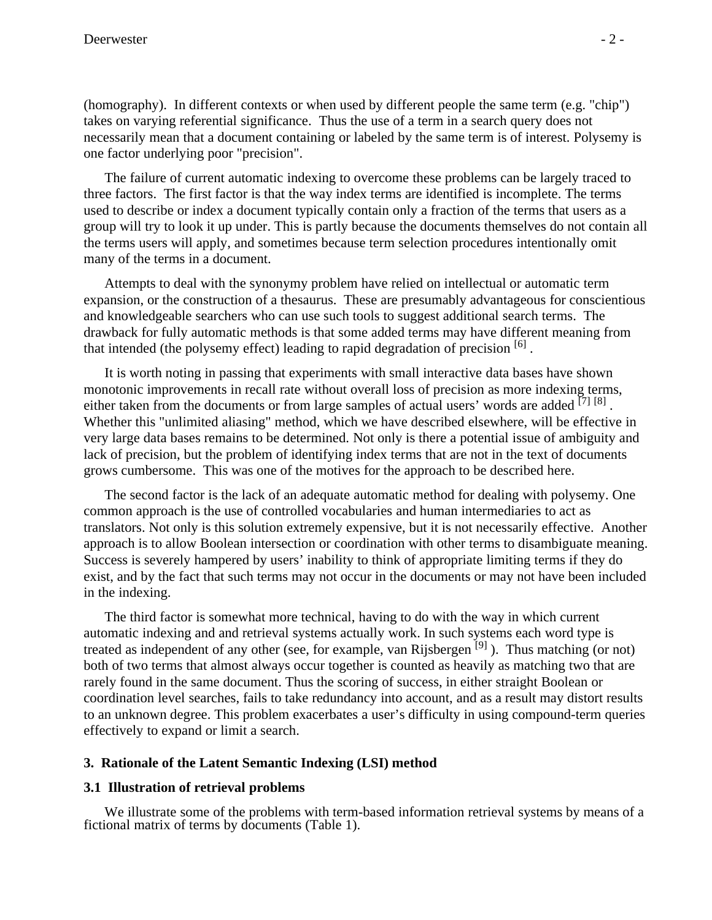(homography). In different contexts or when used by different people the same term (e.g. "chip") takes on varying referential significance. Thus the use of a term in a search query does not necessarily mean that a document containing or labeled by the same term is of interest. Polysemy is one factor underlying poor "precision".

The failure of current automatic indexing to overcome these problems can be largely traced to three factors. The first factor is that the way index terms are identified is incomplete. The terms used to describe or index a document typically contain only a fraction of the terms that users as a group will try to look it up under. This is partly because the documents themselves do not contain all the terms users will apply, and sometimes because term selection procedures intentionally omit many of the terms in a document.

Attempts to deal with the synonymy problem have relied on intellectual or automatic term expansion, or the construction of a thesaurus. These are presumably advantageous for conscientious and knowledgeable searchers who can use such tools to suggest additional search terms. The drawback for fully automatic methods is that some added terms may have different meaning from that intended (the polysemy effect) leading to rapid degradation of precision [6] .

It is worth noting in passing that experiments with small interactive data bases have shown monotonic improvements in recall rate without overall loss of precision as more indexing terms, either taken from the documents or from large samples of actual users' words are added [7] [8] . Whether this "unlimited aliasing" method, which we have described elsewhere, will be effective in very large data bases remains to be determined. Not only is there a potential issue of ambiguity and lack of precision, but the problem of identifying index terms that are not in the text of documents grows cumbersome. This was one of the motives for the approach to be described here.

The second factor is the lack of an adequate automatic method for dealing with polysemy. One common approach is the use of controlled vocabularies and human intermediaries to act as translators. Not only is this solution extremely expensive, but it is not necessarily effective. Another approach is to allow Boolean intersection or coordination with other terms to disambiguate meaning. Success is severely hampered by users' inability to think of appropriate limiting terms if they do exist, and by the fact that such terms may not occur in the documents or may not have been included in the indexing.

The third factor is somewhat more technical, having to do with the way in which current automatic indexing and and retrieval systems actually work. In such systems each word type is treated as independent of any other (see, for example, van Rijsbergen [9] ). Thus matching (or not) both of two terms that almost always occur together is counted as heavily as matching two that are rarely found in the same document. Thus the scoring of success, in either straight Boolean or coordination level searches, fails to take redundancy into account, and as a result may distort results to an unknown degree. This problem exacerbates a user's difficulty in using compound-term queries effectively to expand or limit a search.

## 3. Rationale of the Latent Semantic Indexing (LSI) method

### 3.1 Illustration of retrieval problems

We illustrate some of the problems with term-based information retrieval systems by means of a fictional matrix of terms by documents (Table 1).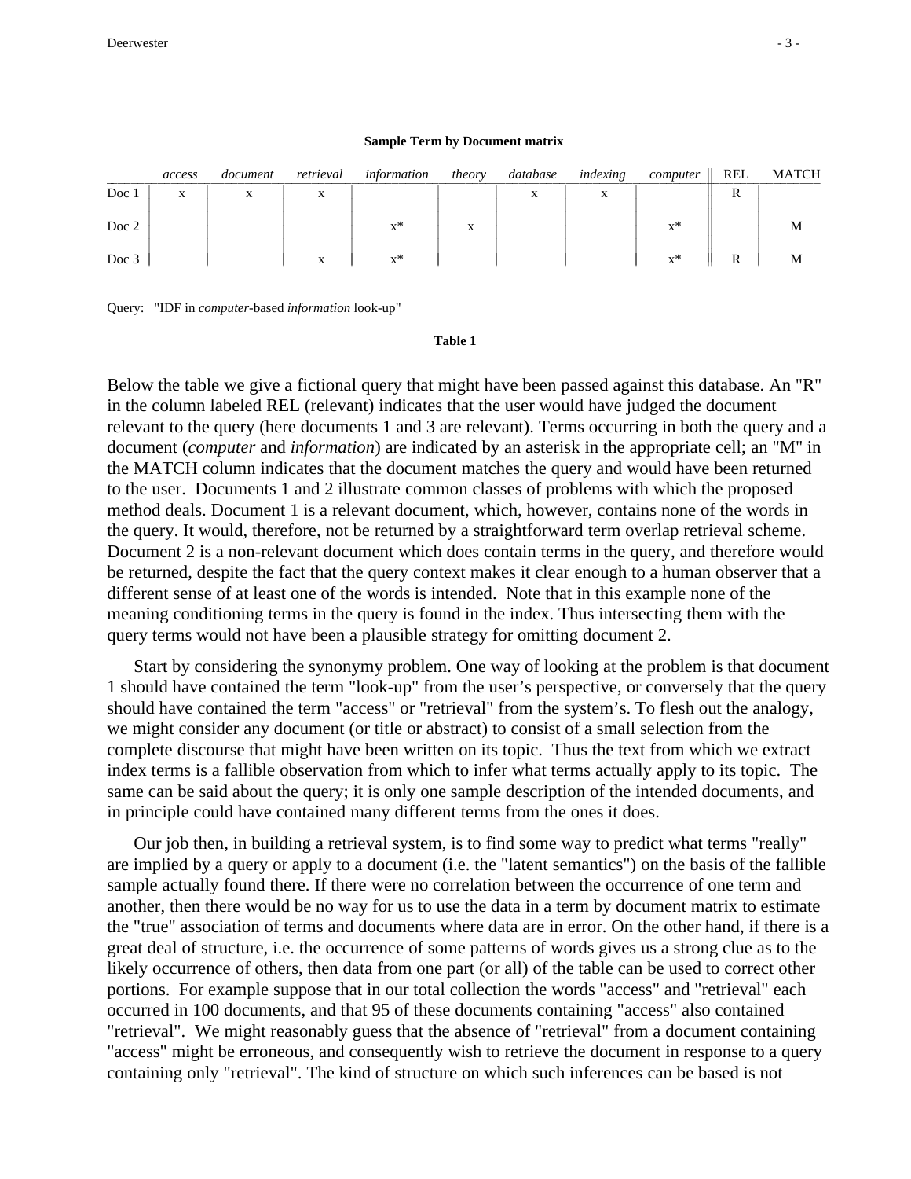**Sample Term by Document matrix**

| | *access* | *document* | *retrieval* | *information* | *theory* | *database* | *indexing* | *computer* | REL | MATCH |
|---|---|---|---|---|---|---|---|---|---|---|
| Doc 1 | x | x | x | | | x | x | | R | |
| Doc 2 | | | | x* | x | | | x* | | M |
| Doc 3 | | | x | x* | | | | x* | R | M |

Query: "IDF in *computer*-based *information* look-up"

**Table 1**

Below the table we give a fictional query that might have been passed against this database. An "R" in the column labeled REL (relevant) indicates that the user would have judged the document relevant to the query (here documents 1 and 3 are relevant). Terms occurring in both the query and a document (*computer* and *information*) are indicated by an asterisk in the appropriate cell; an "M" in the MATCH column indicates that the document matches the query and would have been returned to the user. Documents 1 and 2 illustrate common classes of problems with which the proposed method deals. Document 1 is a relevant document, which, however, contains none of the words in the query. It would, therefore, not be returned by a straightforward term overlap retrieval scheme. Document 2 is a non-relevant document which does contain terms in the query, and therefore would be returned, despite the fact that the query context makes it clear enough to a human observer that a different sense of at least one of the words is intended. Note that in this example none of the meaning conditioning terms in the query is found in the index. Thus intersecting them with the query terms would not have been a plausible strategy for omitting document 2.

Start by considering the synonymy problem. One way of looking at the problem is that document 1 should have contained the term "look-up" from the user's perspective, or conversely that the query should have contained the term "access" or "retrieval" from the system's. To flesh out the analogy, we might consider any document (or title or abstract) to consist of a small selection from the complete discourse that might have been written on its topic. Thus the text from which we extract index terms is a fallible observation from which to infer what terms actually apply to its topic. The same can be said about the query; it is only one sample description of the intended documents, and in principle could have contained many different terms from the ones it does.

Our job then, in building a retrieval system, is to find some way to predict what terms "really" are implied by a query or apply to a document (i.e. the "latent semantics") on the basis of the fallible sample actually found there. If there were no correlation between the occurrence of one term and another, then there would be no way for us to use the data in a term by document matrix to estimate the "true" association of terms and documents where data are in error. On the other hand, if there is a great deal of structure, i.e. the occurrence of some patterns of words gives us a strong clue as to the likely occurrence of others, then data from one part (or all) of the table can be used to correct other portions. For example suppose that in our total collection the words "access" and "retrieval" each occurred in 100 documents, and that 95 of these documents containing "access" also contained "retrieval". We might reasonably guess that the absence of "retrieval" from a document containing "access" might be erroneous, and consequently wish to retrieve the document in response to a query containing only "retrieval". The kind of structure on which such inferences can be based is not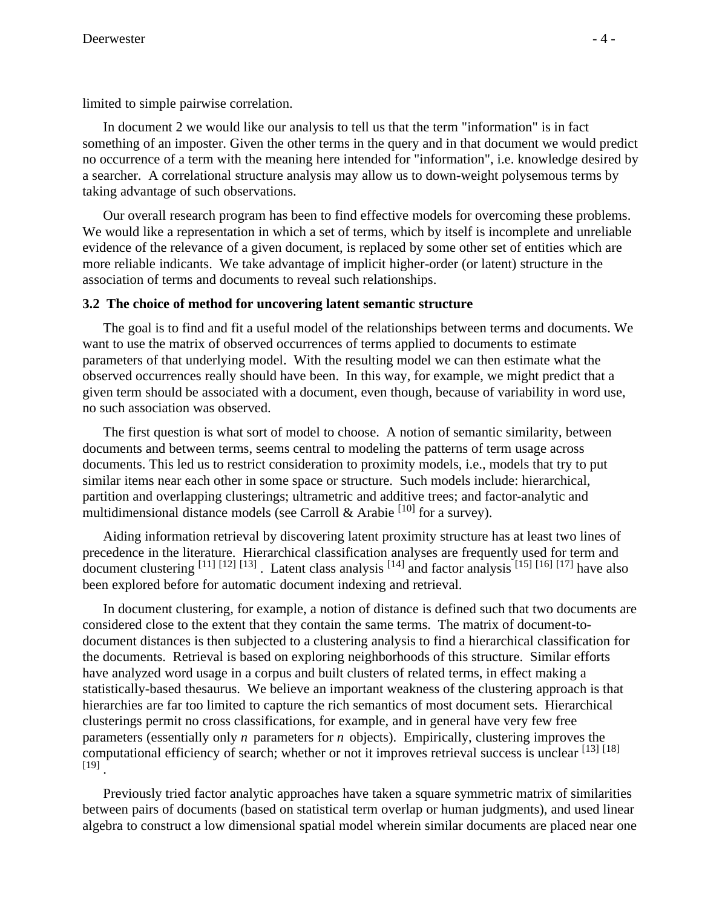limited to simple pairwise correlation.

In document 2 we would like our analysis to tell us that the term "information" is in fact something of an imposter. Given the other terms in the query and in that document we would predict no occurrence of a term with the meaning here intended for "information", i.e. knowledge desired by a searcher. A correlational structure analysis may allow us to down-weight polysemous terms by taking advantage of such observations.

Our overall research program has been to find effective models for overcoming these problems. We would like a representation in which a set of terms, which by itself is incomplete and unreliable evidence of the relevance of a given document, is replaced by some other set of entities which are more reliable indicants. We take advantage of implicit higher-order (or latent) structure in the association of terms and documents to reveal such relationships.

### 3.2 The choice of method for uncovering latent semantic structure

The goal is to find and fit a useful model of the relationships between terms and documents. We want to use the matrix of observed occurrences of terms applied to documents to estimate parameters of that underlying model. With the resulting model we can then estimate what the observed occurrences really should have been. In this way, for example, we might predict that a given term should be associated with a document, even though, because of variability in word use, no such association was observed.

The first question is what sort of model to choose. A notion of semantic similarity, between documents and between terms, seems central to modeling the patterns of term usage across documents. This led us to restrict consideration to proximity models, i.e., models that try to put similar items near each other in some space or structure. Such models include: hierarchical, partition and overlapping clusterings; ultrametric and additive trees; and factor-analytic and multidimensional distance models (see Carroll & Arabie [10] for a survey).

Aiding information retrieval by discovering latent proximity structure has at least two lines of precedence in the literature. Hierarchical classification analyses are frequently used for term and document clustering [11] [12] [13] . Latent class analysis [14] and factor analysis [15] [16] [17] have also been explored before for automatic document indexing and retrieval.

In document clustering, for example, a notion of distance is defined such that two documents are considered close to the extent that they contain the same terms. The matrix of document-to-document distances is then subjected to a clustering analysis to find a hierarchical classification for the documents. Retrieval is based on exploring neighborhoods of this structure. Similar efforts have analyzed word usage in a corpus and built clusters of related terms, in effect making a statistically-based thesaurus. We believe an important weakness of the clustering approach is that hierarchies are far too limited to capture the rich semantics of most document sets. Hierarchical clusterings permit no cross classifications, for example, and in general have very few free parameters (essentially only $n$ parameters for $n$ objects). Empirically, clustering improves the computational efficiency of search; whether or not it improves retrieval success is unclear [13] [18] [19] .

Previously tried factor analytic approaches have taken a square symmetric matrix of similarities between pairs of documents (based on statistical term overlap or human judgments), and used linear algebra to construct a low dimensional spatial model wherein similar documents are placed near one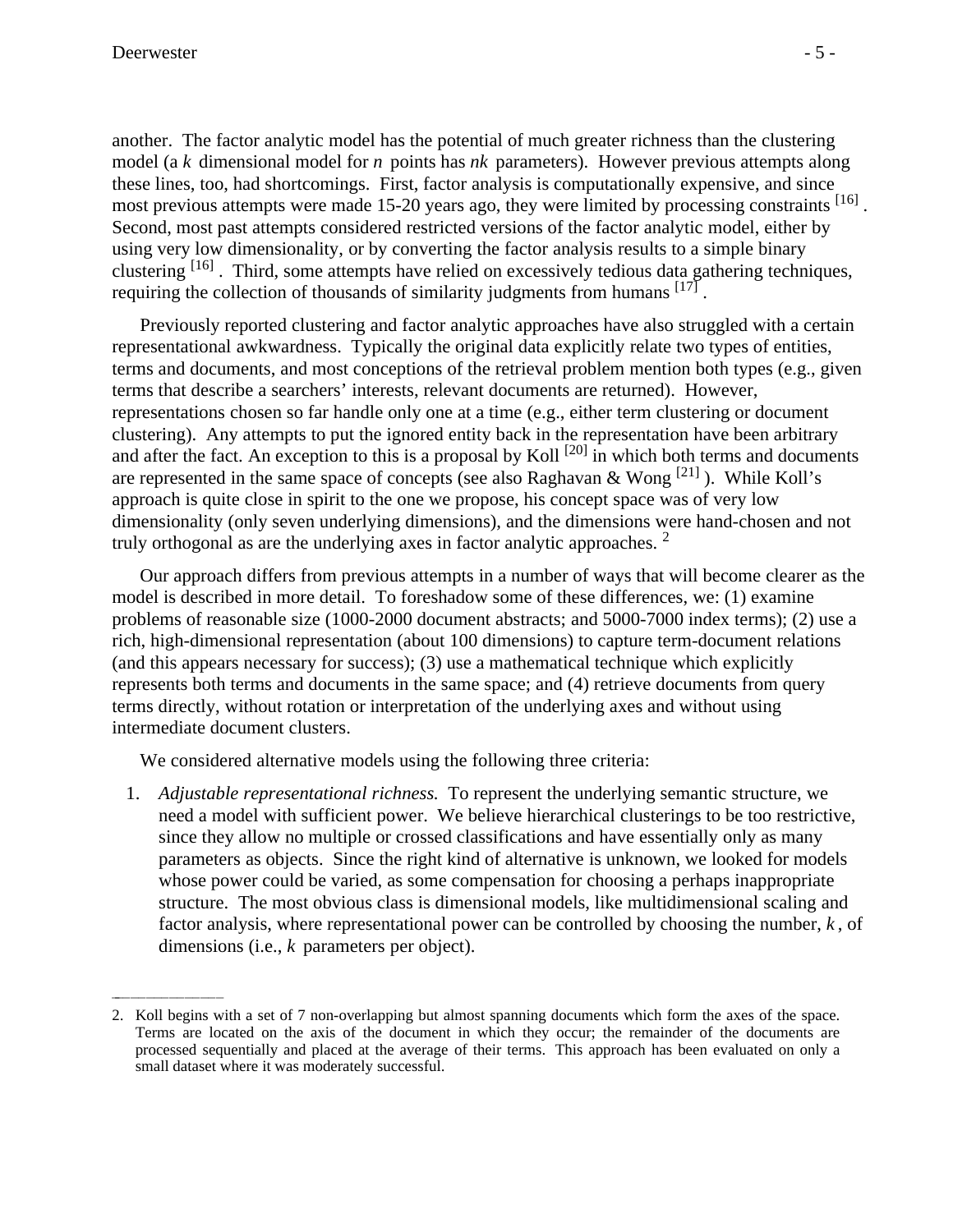another. The factor analytic model has the potential of much greater richness than the clustering model (a $k$ dimensional model for $n$ points has $nk$ parameters). However previous attempts along these lines, too, had shortcomings. First, factor analysis is computationally expensive, and since most previous attempts were made 15-20 years ago, they were limited by processing constraints [16]. Second, most past attempts considered restricted versions of the factor analytic model, either by using very low dimensionality, or by converting the factor analysis results to a simple binary clustering [16]. Third, some attempts have relied on excessively tedious data gathering techniques, requiring the collection of thousands of similarity judgments from humans [17].

Previously reported clustering and factor analytic approaches have also struggled with a certain representational awkwardness. Typically the original data explicitly relate two types of entities, terms and documents, and most conceptions of the retrieval problem mention both types (e.g., given terms that describe a searchers' interests, relevant documents are returned). However, representations chosen so far handle only one at a time (e.g., either term clustering or document clustering). Any attempts to put the ignored entity back in the representation have been arbitrary and after the fact. An exception to this is a proposal by Koll [20] in which both terms and documents are represented in the same space of concepts (see also Raghavan & Wong [21]). While Koll's approach is quite close in spirit to the one we propose, his concept space was of very low dimensionality (only seven underlying dimensions), and the dimensions were hand-chosen and not truly orthogonal as are the underlying axes in factor analytic approaches. [2]

Our approach differs from previous attempts in a number of ways that will become clearer as the model is described in more detail. To foreshadow some of these differences, we: (1) examine problems of reasonable size (1000-2000 document abstracts; and 5000-7000 index terms); (2) use a rich, high-dimensional representation (about 100 dimensions) to capture term-document relations (and this appears necessary for success); (3) use a mathematical technique which explicitly represents both terms and documents in the same space; and (4) retrieve documents from query terms directly, without rotation or interpretation of the underlying axes and without using intermediate document clusters.

We considered alternative models using the following three criteria:

1. *Adjustable representational richness.* To represent the underlying semantic structure, we need a model with sufficient power. We believe hierarchical clusterings to be too restrictive, since they allow no multiple or crossed classifications and have essentially only as many parameters as objects. Since the right kind of alternative is unknown, we looked for models whose power could be varied, as some compensation for choosing a perhaps inappropriate structure. The most obvious class is dimensional models, like multidimensional scaling and factor analysis, where representational power can be controlled by choosing the number, $k$, of dimensions (i.e., $k$ parameters per object).

---

2. Koll begins with a set of 7 non-overlapping but almost spanning documents which form the axes of the space. Terms are located on the axis of the document in which they occur; the remainder of the documents are processed sequentially and placed at the average of their terms. This approach has been evaluated on only a small dataset where it was moderately successful.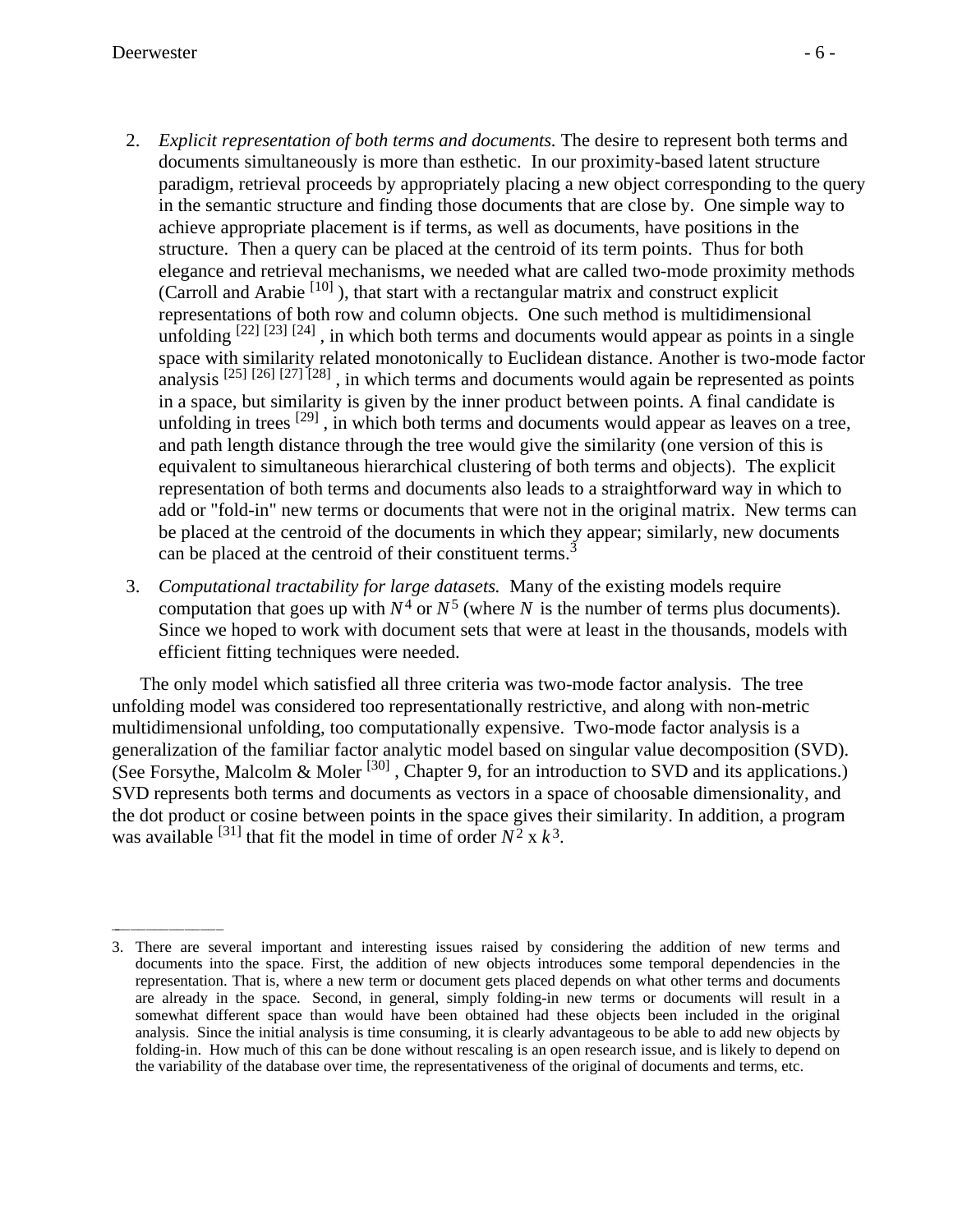2. *Explicit representation of both terms and documents.* The desire to represent both terms and documents simultaneously is more than esthetic. In our proximity-based latent structure paradigm, retrieval proceeds by appropriately placing a new object corresponding to the query in the semantic structure and finding those documents that are close by. One simple way to achieve appropriate placement is if terms, as well as documents, have positions in the structure. Then a query can be placed at the centroid of its term points. Thus for both elegance and retrieval mechanisms, we needed what are called two-mode proximity methods (Carroll and Arabie [10] ), that start with a rectangular matrix and construct explicit representations of both row and column objects. One such method is multidimensional unfolding [22] [23] [24] , in which both terms and documents would appear as points in a single space with similarity related monotonically to Euclidean distance. Another is two-mode factor analysis [25] [26] [27] [28] , in which terms and documents would again be represented as points in a space, but similarity is given by the inner product between points. A final candidate is unfolding in trees [29] , in which both terms and documents would appear as leaves on a tree, and path length distance through the tree would give the similarity (one version of this is equivalent to simultaneous hierarchical clustering of both terms and objects). The explicit representation of both terms and documents also leads to a straightforward way in which to add or "fold-in" new terms or documents that were not in the original matrix. New terms can be placed at the centroid of the documents in which they appear; similarly, new documents can be placed at the centroid of their constituent terms.[3]

3. *Computational tractability for large datasets.* Many of the existing models require computation that goes up with $N^4$ or $N^5$ (where $N$ is the number of terms plus documents). Since we hoped to work with document sets that were at least in the thousands, models with efficient fitting techniques were needed.

The only model which satisfied all three criteria was two-mode factor analysis. The tree unfolding model was considered too representationally restrictive, and along with non-metric multidimensional unfolding, too computationally expensive. Two-mode factor analysis is a generalization of the familiar factor analytic model based on singular value decomposition (SVD). (See Forsythe, Malcolm & Moler [30] , Chapter 9, for an introduction to SVD and its applications.) SVD represents both terms and documents as vectors in a space of choosable dimensionality, and the dot product or cosine between points in the space gives their similarity. In addition, a program was available [31] that fit the model in time of order $N^2 \times k^3$.

---

3. There are several important and interesting issues raised by considering the addition of new terms and documents into the space. First, the addition of new objects introduces some temporal dependencies in the representation. That is, where a new term or document gets placed depends on what other terms and documents are already in the space. Second, in general, simply folding-in new terms or documents will result in a somewhat different space than would have been obtained had these objects been included in the original analysis. Since the initial analysis is time consuming, it is clearly advantageous to be able to add new objects by folding-in. How much of this can be done without rescaling is an open research issue, and is likely to depend on the variability of the database over time, the representativeness of the original of documents and terms, etc.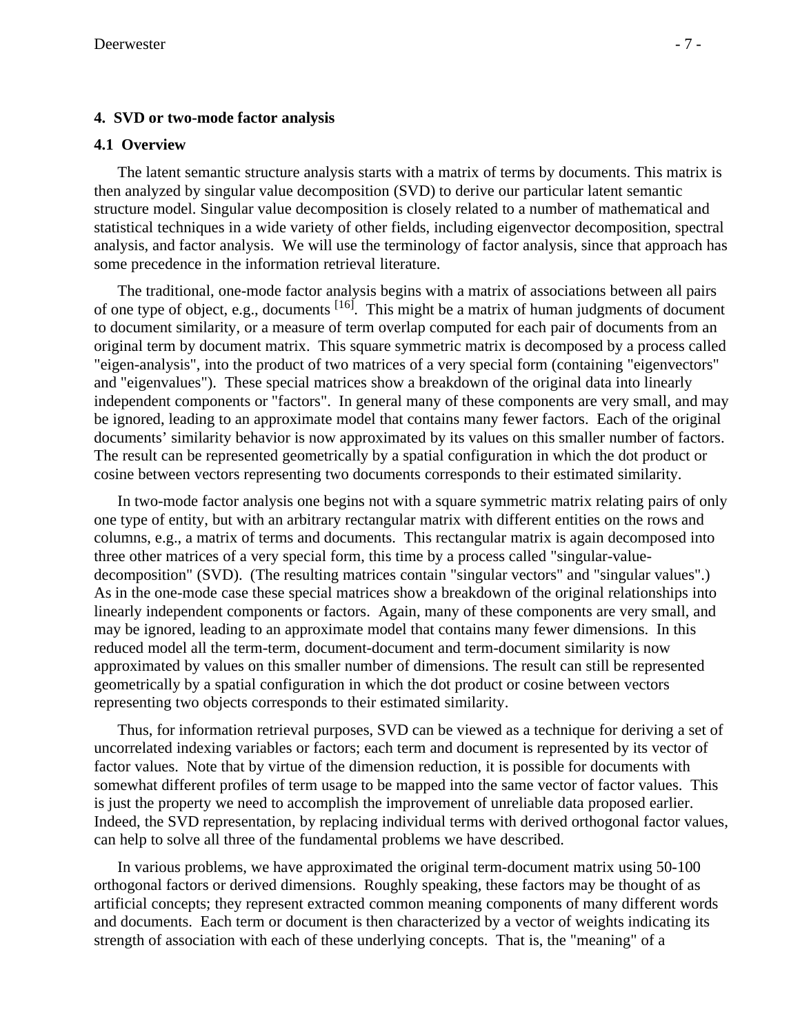## 4. SVD or two-mode factor analysis

### 4.1 Overview

The latent semantic structure analysis starts with a matrix of terms by documents. This matrix is then analyzed by singular value decomposition (SVD) to derive our particular latent semantic structure model. Singular value decomposition is closely related to a number of mathematical and statistical techniques in a wide variety of other fields, including eigenvector decomposition, spectral analysis, and factor analysis. We will use the terminology of factor analysis, since that approach has some precedence in the information retrieval literature.

The traditional, one-mode factor analysis begins with a matrix of associations between all pairs of one type of object, e.g., documents [16]. This might be a matrix of human judgments of document to document similarity, or a measure of term overlap computed for each pair of documents from an original term by document matrix. This square symmetric matrix is decomposed by a process called "eigen-analysis", into the product of two matrices of a very special form (containing "eigenvectors" and "eigenvalues"). These special matrices show a breakdown of the original data into linearly independent components or "factors". In general many of these components are very small, and may be ignored, leading to an approximate model that contains many fewer factors. Each of the original documents' similarity behavior is now approximated by its values on this smaller number of factors. The result can be represented geometrically by a spatial configuration in which the dot product or cosine between vectors representing two documents corresponds to their estimated similarity.

In two-mode factor analysis one begins not with a square symmetric matrix relating pairs of only one type of entity, but with an arbitrary rectangular matrix with different entities on the rows and columns, e.g., a matrix of terms and documents. This rectangular matrix is again decomposed into three other matrices of a very special form, this time by a process called "singular-value-decomposition" (SVD). (The resulting matrices contain "singular vectors" and "singular values".) As in the one-mode case these special matrices show a breakdown of the original relationships into linearly independent components or factors. Again, many of these components are very small, and may be ignored, leading to an approximate model that contains many fewer dimensions. In this reduced model all the term-term, document-document and term-document similarity is now approximated by values on this smaller number of dimensions. The result can still be represented geometrically by a spatial configuration in which the dot product or cosine between vectors representing two objects corresponds to their estimated similarity.

Thus, for information retrieval purposes, SVD can be viewed as a technique for deriving a set of uncorrelated indexing variables or factors; each term and document is represented by its vector of factor values. Note that by virtue of the dimension reduction, it is possible for documents with somewhat different profiles of term usage to be mapped into the same vector of factor values. This is just the property we need to accomplish the improvement of unreliable data proposed earlier. Indeed, the SVD representation, by replacing individual terms with derived orthogonal factor values, can help to solve all three of the fundamental problems we have described.

In various problems, we have approximated the original term-document matrix using 50-100 orthogonal factors or derived dimensions. Roughly speaking, these factors may be thought of as artificial concepts; they represent extracted common meaning components of many different words and documents. Each term or document is then characterized by a vector of weights indicating its strength of association with each of these underlying concepts. That is, the "meaning" of a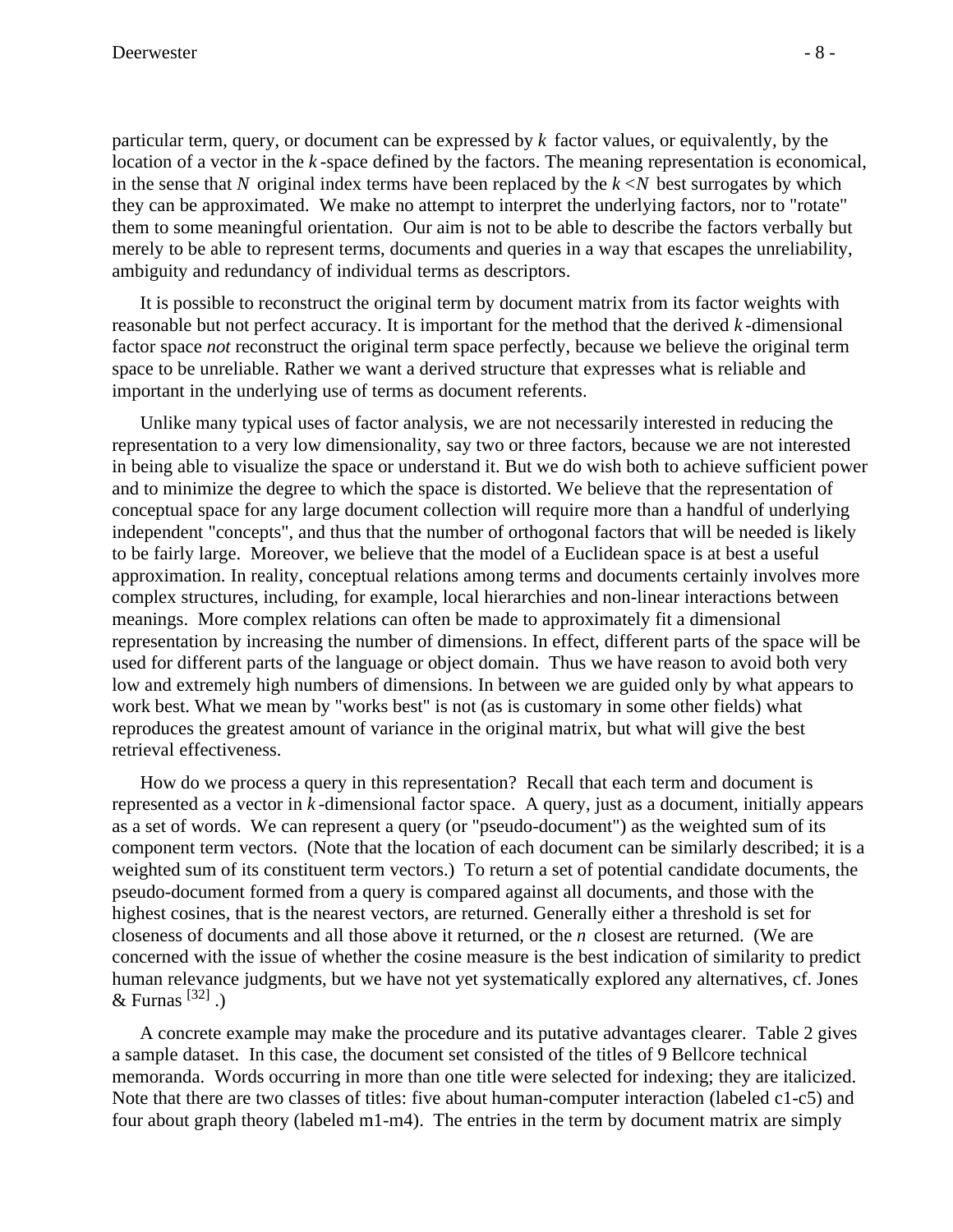particular term, query, or document can be expressed by $k$ factor values, or equivalently, by the location of a vector in the $k$-space defined by the factors. The meaning representation is economical, in the sense that $N$ original index terms have been replaced by the $k < N$ best surrogates by which they can be approximated. We make no attempt to interpret the underlying factors, nor to "rotate" them to some meaningful orientation. Our aim is not to be able to describe the factors verbally but merely to be able to represent terms, documents and queries in a way that escapes the unreliability, ambiguity and redundancy of individual terms as descriptors.

It is possible to reconstruct the original term by document matrix from its factor weights with reasonable but not perfect accuracy. It is important for the method that the derived $k$-dimensional factor space *not* reconstruct the original term space perfectly, because we believe the original term space to be unreliable. Rather we want a derived structure that expresses what is reliable and important in the underlying use of terms as document referents.

Unlike many typical uses of factor analysis, we are not necessarily interested in reducing the representation to a very low dimensionality, say two or three factors, because we are not interested in being able to visualize the space or understand it. But we do wish both to achieve sufficient power and to minimize the degree to which the space is distorted. We believe that the representation of conceptual space for any large document collection will require more than a handful of underlying independent "concepts", and thus that the number of orthogonal factors that will be needed is likely to be fairly large. Moreover, we believe that the model of a Euclidean space is at best a useful approximation. In reality, conceptual relations among terms and documents certainly involves more complex structures, including, for example, local hierarchies and non-linear interactions between meanings. More complex relations can often be made to approximately fit a dimensional representation by increasing the number of dimensions. In effect, different parts of the space will be used for different parts of the language or object domain. Thus we have reason to avoid both very low and extremely high numbers of dimensions. In between we are guided only by what appears to work best. What we mean by "works best" is not (as is customary in some other fields) what reproduces the greatest amount of variance in the original matrix, but what will give the best retrieval effectiveness.

How do we process a query in this representation? Recall that each term and document is represented as a vector in $k$-dimensional factor space. A query, just as a document, initially appears as a set of words. We can represent a query (or "pseudo-document") as the weighted sum of its component term vectors. (Note that the location of each document can be similarly described; it is a weighted sum of its constituent term vectors.) To return a set of potential candidate documents, the pseudo-document formed from a query is compared against all documents, and those with the highest cosines, that is the nearest vectors, are returned. Generally either a threshold is set for closeness of documents and all those above it returned, or the $n$ closest are returned. (We are concerned with the issue of whether the cosine measure is the best indication of similarity to predict human relevance judgments, but we have not yet systematically explored any alternatives, cf. Jones & Furnas [32].)

A concrete example may make the procedure and its putative advantages clearer. Table 2 gives a sample dataset. In this case, the document set consisted of the titles of 9 Bellcore technical memoranda. Words occurring in more than one title were selected for indexing; they are italicized. Note that there are two classes of titles: five about human-computer interaction (labeled c1-c5) and four about graph theory (labeled m1-m4). The entries in the term by document matrix are simply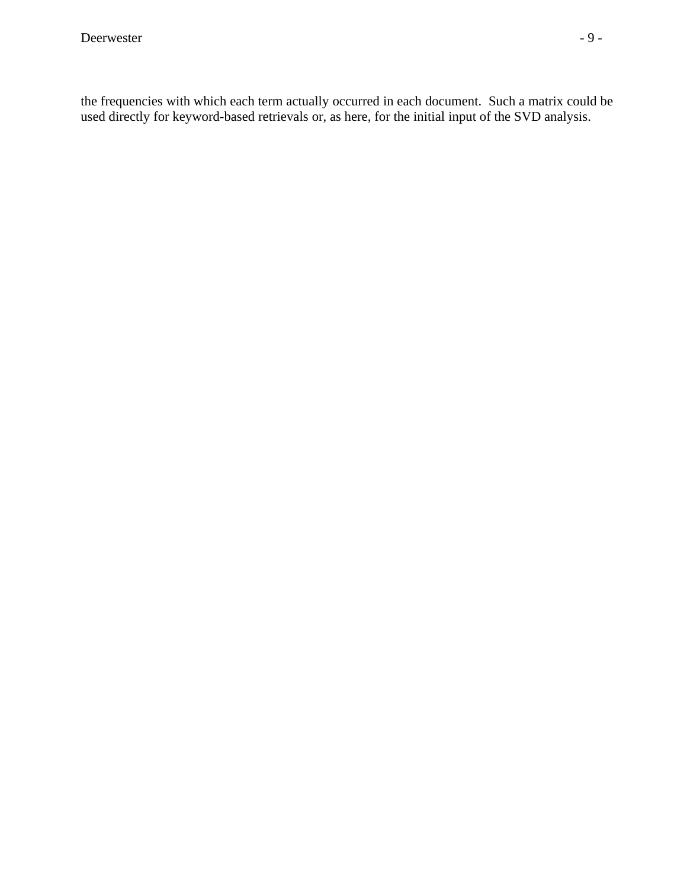the frequencies with which each term actually occurred in each document. Such a matrix could be used directly for keyword-based retrievals or, as here, for the initial input of the SVD analysis.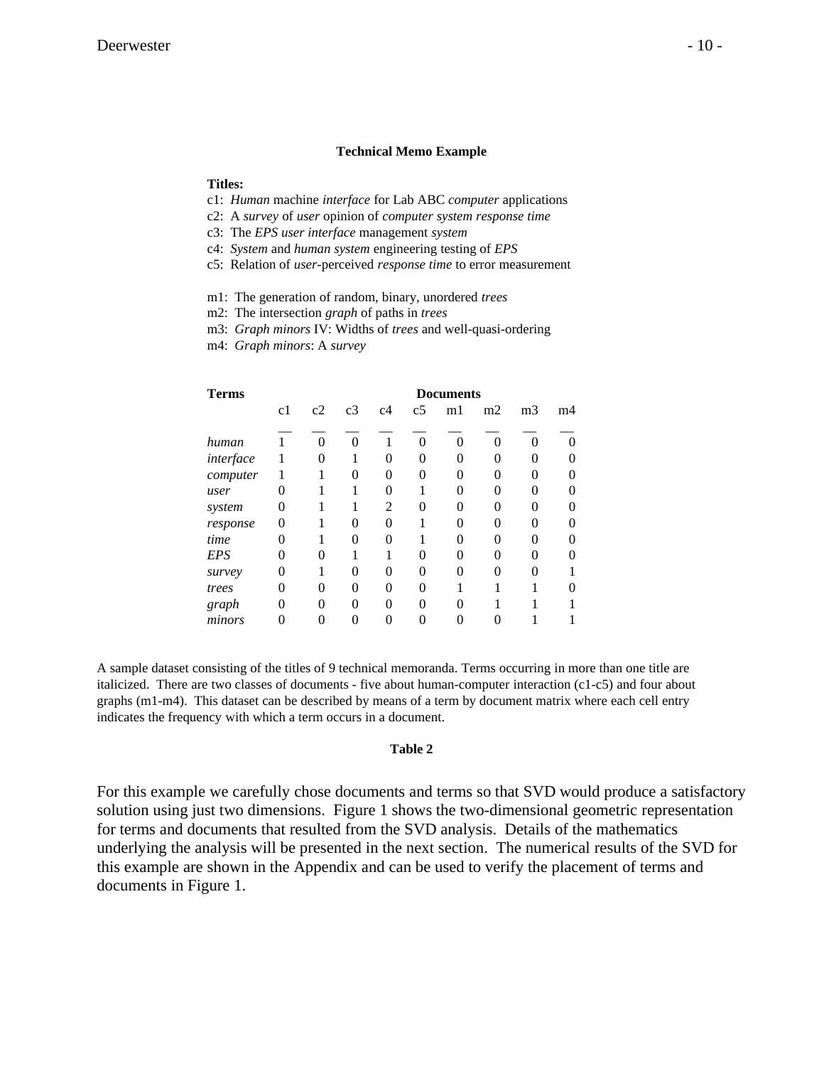**Technical Memo Example**

**Titles:**

c1: *Human* machine *interface* for Lab ABC *computer* applications
c2: A *survey* of *user* opinion of *computer system response time*
c3: The *EPS user interface* management *system*
c4: *System* and *human system* engineering testing of *EPS*
c5: Relation of *user*-perceived *response time* to error measurement

m1: The generation of random, binary, unordered *trees*
m2: The intersection *graph* of paths in *trees*
m3: *Graph minors* IV: Widths of *trees* and well-quasi-ordering
m4: *Graph minors*: A *survey*

| **Terms** | **Documents** | | | | | | | | |
|---|---|---|---|---|---|---|---|---|---|
| | c1 | c2 | c3 | c4 | c5 | m1 | m2 | m3 | m4 |
| *human* | 1 | 0 | 0 | 1 | 0 | 0 | 0 | 0 | 0 |
| *interface* | 1 | 0 | 1 | 0 | 0 | 0 | 0 | 0 | 0 |
| *computer* | 1 | 1 | 0 | 0 | 0 | 0 | 0 | 0 | 0 |
| *user* | 0 | 1 | 1 | 0 | 1 | 0 | 0 | 0 | 0 |
| *system* | 0 | 1 | 1 | 2 | 0 | 0 | 0 | 0 | 0 |
| *response* | 0 | 1 | 0 | 0 | 1 | 0 | 0 | 0 | 0 |
| *time* | 0 | 1 | 0 | 0 | 1 | 0 | 0 | 0 | 0 |
| *EPS* | 0 | 0 | 1 | 1 | 0 | 0 | 0 | 0 | 0 |
| *survey* | 0 | 1 | 0 | 0 | 0 | 0 | 0 | 0 | 1 |
| *trees* | 0 | 0 | 0 | 0 | 0 | 1 | 1 | 1 | 0 |
| *graph* | 0 | 0 | 0 | 0 | 0 | 0 | 1 | 1 | 1 |
| *minors* | 0 | 0 | 0 | 0 | 0 | 0 | 0 | 1 | 1 |

A sample dataset consisting of the titles of 9 technical memoranda. Terms occurring in more than one title are italicized. There are two classes of documents - five about human-computer interaction (c1-c5) and four about graphs (m1-m4). This dataset can be described by means of a term by document matrix where each cell entry indicates the frequency with which a term occurs in a document.

**Table 2**

For this example we carefully chose documents and terms so that SVD would produce a satisfactory solution using just two dimensions. Figure 1 shows the two-dimensional geometric representation for terms and documents that resulted from the SVD analysis. Details of the mathematics underlying the analysis will be presented in the next section. The numerical results of the SVD for this example are shown in the Appendix and can be used to verify the placement of terms and documents in Figure 1.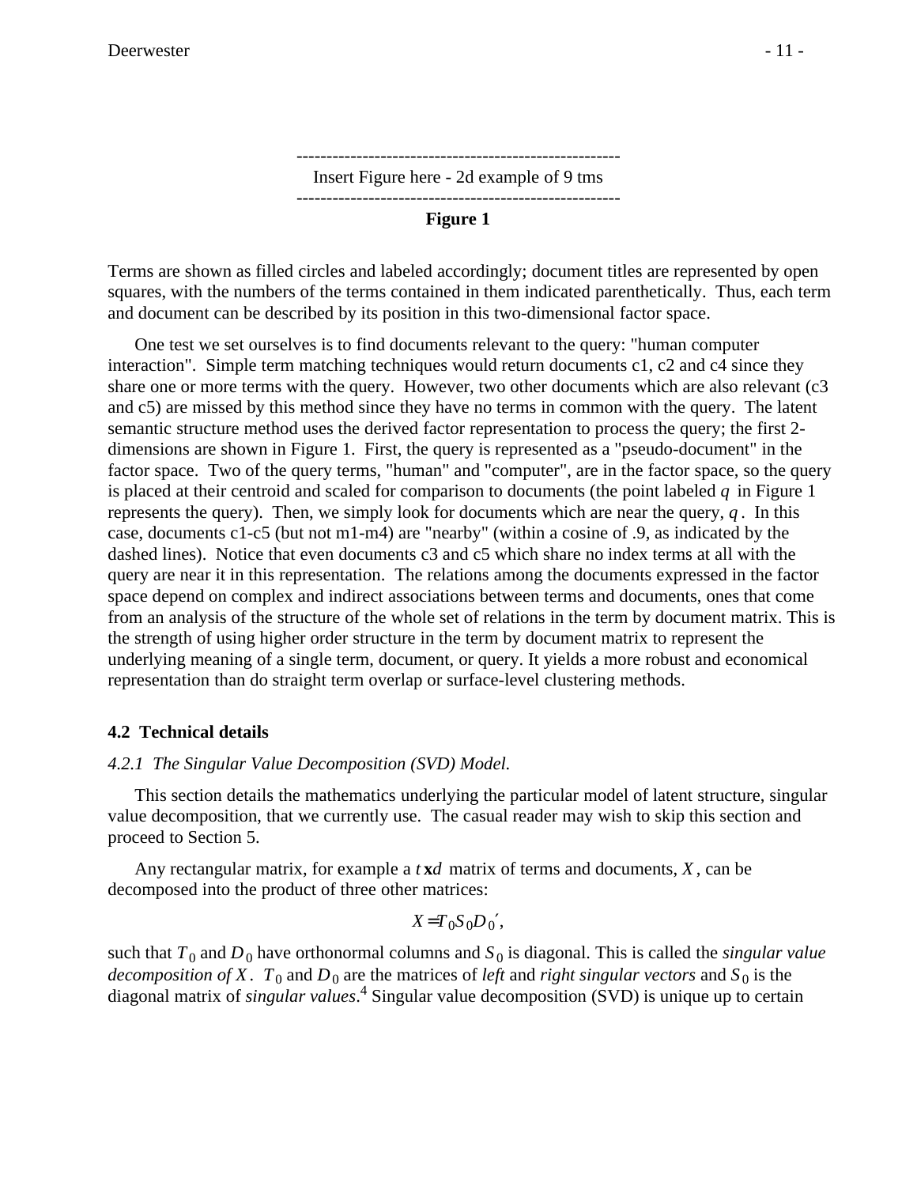------------------------------------------------------

Insert Figure here - 2d example of 9 tms

------------------------------------------------------

**Figure 1**

Terms are shown as filled circles and labeled accordingly; document titles are represented by open squares, with the numbers of the terms contained in them indicated parenthetically. Thus, each term and document can be described by its position in this two-dimensional factor space.

One test we set ourselves is to find documents relevant to the query: "human computer interaction". Simple term matching techniques would return documents c1, c2 and c4 since they share one or more terms with the query. However, two other documents which are also relevant (c3 and c5) are missed by this method since they have no terms in common with the query. The latent semantic structure method uses the derived factor representation to process the query; the first 2-dimensions are shown in Figure 1. First, the query is represented as a "pseudo-document" in the factor space. Two of the query terms, "human" and "computer", are in the factor space, so the query is placed at their centroid and scaled for comparison to documents (the point labeled $q$ in Figure 1 represents the query). Then, we simply look for documents which are near the query, $q$. In this case, documents c1-c5 (but not m1-m4) are "nearby" (within a cosine of .9, as indicated by the dashed lines). Notice that even documents c3 and c5 which share no index terms at all with the query are near it in this representation. The relations among the documents expressed in the factor space depend on complex and indirect associations between terms and documents, ones that come from an analysis of the structure of the whole set of relations in the term by document matrix. This is the strength of using higher order structure in the term by document matrix to represent the underlying meaning of a single term, document, or query. It yields a more robust and economical representation than do straight term overlap or surface-level clustering methods.

### 4.2 Technical details

*4.2.1 The Singular Value Decomposition (SVD) Model.*

This section details the mathematics underlying the particular model of latent structure, singular value decomposition, that we currently use. The casual reader may wish to skip this section and proceed to Section 5.

Any rectangular matrix, for example a $t \mathbf{x} d$ matrix of terms and documents, $X$, can be decomposed into the product of three other matrices:

$$X = T_0 S_0 D_0 ',$$

such that $T_0$ and $D_0$ have orthonormal columns and $S_0$ is diagonal. This is called the *singular value decomposition of* $X$. $T_0$ and $D_0$ are the matrices of *left* and *right singular vectors* and $S_0$ is the diagonal matrix of *singular values*.[4] Singular value decomposition (SVD) is unique up to certain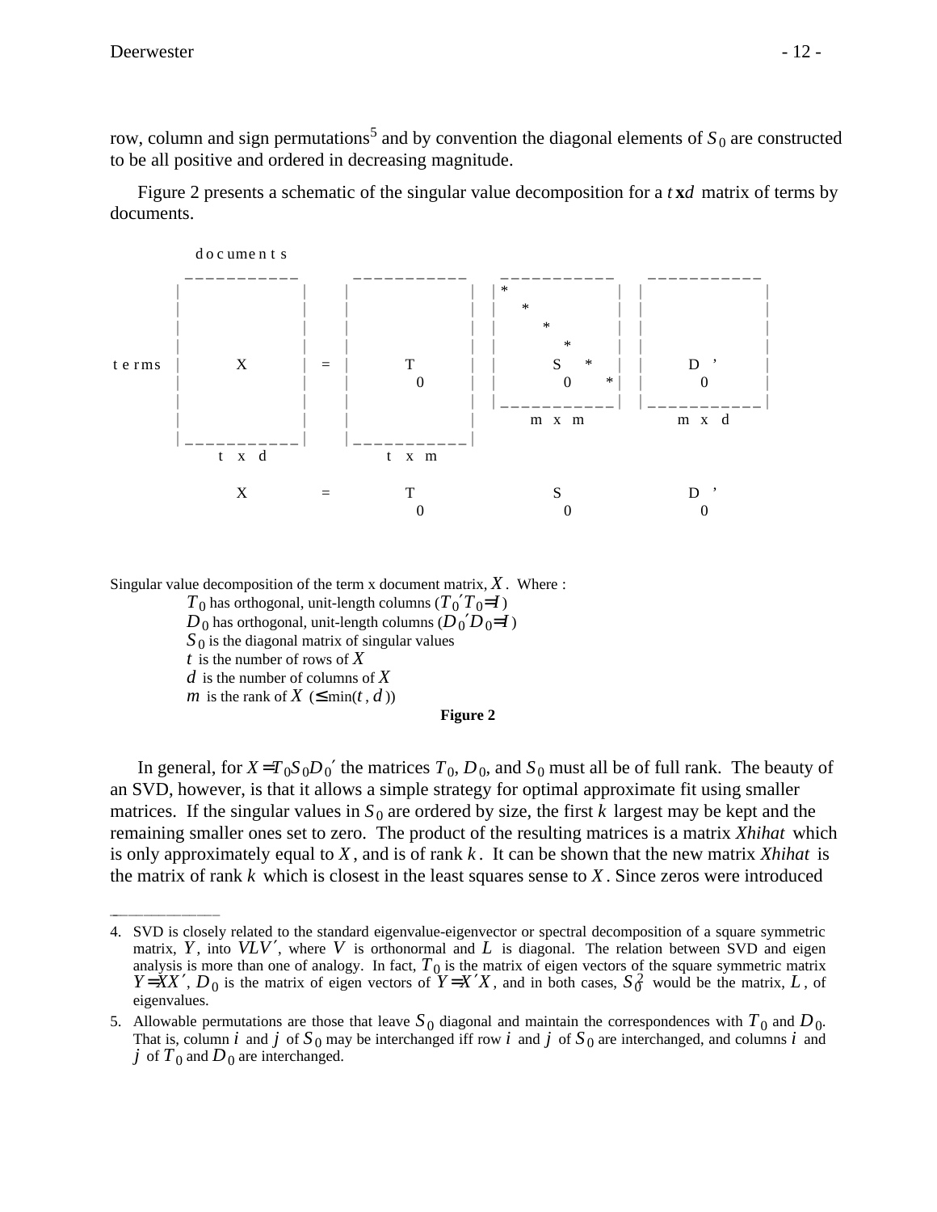row, column and sign permutations[5] and by convention the diagonal elements of $S_0$ are constructed to be all positive and ordered in decreasing magnitude.

Figure 2 presents a schematic of the singular value decomposition for a $t$ **x** $d$ matrix of terms by documents.

```
            d o c u me n t s
          ___________        ___________    ___________    ___________
         |           |      |           |  |*          |  |           |
         |           |      |           |  |  *        |  |           |
         |           |      |           |  |    *      |  |           |
         |           |      |           |  |      *    |  |           |
 t e rms |     X     |  =   |     T     |  |     S   * |  |    D  '   |
         |           |      |       0   |  |      0   *|  |     0     |
         |           |      |           |  |___________|  |___________|
         |           |      |           |       m  x  m       m  x  d
         |___________|      |___________|
              t  x  d            t  x  m

              X         =         T              S              D  '
                                   0              0              0
```

Singular value decomposition of the term x document matrix, $X$. Where :

- $T_0$ has orthogonal, unit-length columns ($T_0' T_0 = I$)
- $D_0$ has orthogonal, unit-length columns ($D_0' D_0 = I$)
- $S_0$ is the diagonal matrix of singular values
- $t$ is the number of rows of $X$
- $d$ is the number of columns of $X$
- $m$ is the rank of $X$ ($\leq \min(t, d)$)

**Figure 2**

In general, for $X = T_0 S_0 D_0'$ the matrices $T_0$, $D_0$, and $S_0$ must all be of full rank. The beauty of an SVD, however, is that it allows a simple strategy for optimal approximate fit using smaller matrices. If the singular values in $S_0$ are ordered by size, the first $k$ largest may be kept and the remaining smaller ones set to zero. The product of the resulting matrices is a matrix *Xhihat* which is only approximately equal to $X$, and is of rank $k$. It can be shown that the new matrix *Xhihat* is the matrix of rank $k$ which is closest in the least squares sense to $X$. Since zeros were introduced

---

4. SVD is closely related to the standard eigenvalue-eigenvector or spectral decomposition of a square symmetric matrix, $Y$, into $VLV'$, where $V$ is orthonormal and $L$ is diagonal. The relation between SVD and eigen analysis is more than one of analogy. In fact, $T_0$ is the matrix of eigen vectors of the square symmetric matrix $Y = XX'$, $D_0$ is the matrix of eigen vectors of $Y = X'X$, and in both cases, $S_0^2$ would be the matrix, $L$, of eigenvalues.

5. Allowable permutations are those that leave $S_0$ diagonal and maintain the correspondences with $T_0$ and $D_0$. That is, column $i$ and $j$ of $S_0$ may be interchanged iff row $i$ and $j$ of $S_0$ are interchanged, and columns $i$ and $j$ of $T_0$ and $D_0$ are interchanged.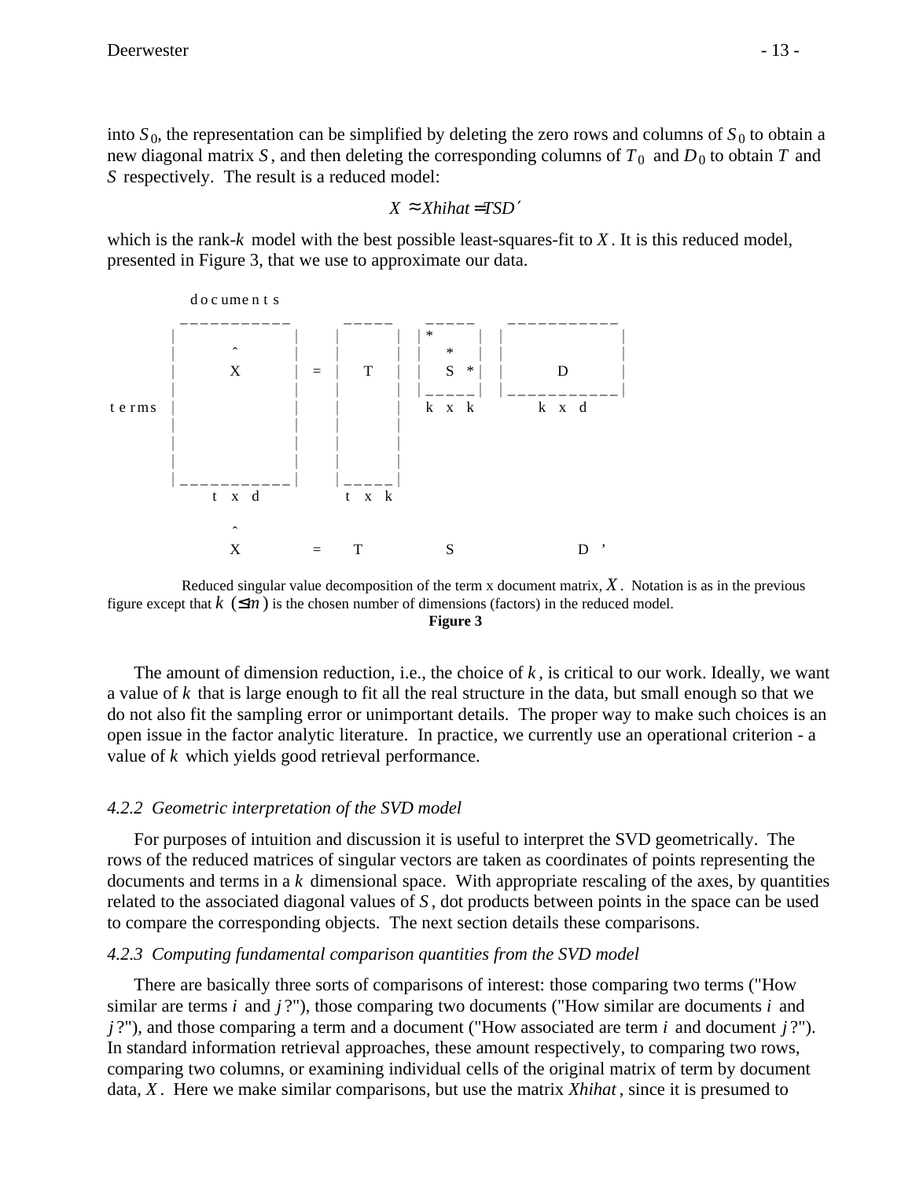into $S_0$, the representation can be simplified by deleting the zero rows and columns of $S_0$ to obtain a new diagonal matrix $S$, and then deleting the corresponding columns of $T_0$ and $D_0$ to obtain $T$ and $S$ respectively. The result is a reduced model:

$$X \approx Xhihat = TSD'$$

which is the rank-$k$ model with the best possible least-squares-fit to $X$. It is this reduced model, presented in Figure 3, that we use to approximate our data.

```
              documents
           ___________        _____     _____     ___________
          |           |      |     |   |*    |   |           |
          |     ^     |      |     |   |  *  |   |           |
          |     X     |  =   |  T  |   |  S *|   |     D     |
          |           |      |     |   |_____|   |___________|
  terms   |           |      |     |    k x k        k x d
          |           |      |     |
          |           |      |     |
          |           |      |     |
          |___________|      |_____|
              t x d           t x k

                ^
                X         =    T         S             D  '
```

Reduced singular value decomposition of the term x document matrix, $X$. Notation is as in the previous figure except that $k\ (\leq m)$ is the chosen number of dimensions (factors) in the reduced model.

**Figure 3**

The amount of dimension reduction, i.e., the choice of $k$, is critical to our work. Ideally, we want a value of $k$ that is large enough to fit all the real structure in the data, but small enough so that we do not also fit the sampling error or unimportant details. The proper way to make such choices is an open issue in the factor analytic literature. In practice, we currently use an operational criterion - a value of $k$ which yields good retrieval performance.

#### *4.2.2 Geometric interpretation of the SVD model*

For purposes of intuition and discussion it is useful to interpret the SVD geometrically. The rows of the reduced matrices of singular vectors are taken as coordinates of points representing the documents and terms in a $k$ dimensional space. With appropriate rescaling of the axes, by quantities related to the associated diagonal values of $S$, dot products between points in the space can be used to compare the corresponding objects. The next section details these comparisons.

#### *4.2.3 Computing fundamental comparison quantities from the SVD model*

There are basically three sorts of comparisons of interest: those comparing two terms ("How similar are terms $i$ and $j$?"), those comparing two documents ("How similar are documents $i$ and $j$?"), and those comparing a term and a document ("How associated are term $i$ and document $j$?"). In standard information retrieval approaches, these amount respectively, to comparing two rows, comparing two columns, or examining individual cells of the original matrix of term by document data, $X$. Here we make similar comparisons, but use the matrix *Xhihat*, since it is presumed to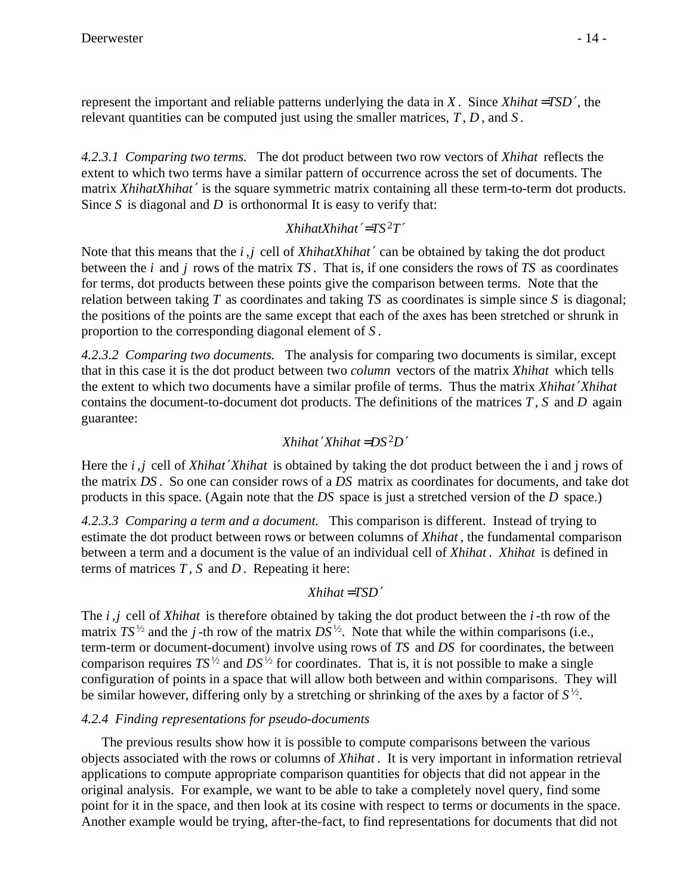represent the important and reliable patterns underlying the data in $X$. Since $Xhihat = TSD'$, the relevant quantities can be computed just using the smaller matrices, $T$, $D$, and $S$.

*4.2.3.1 Comparing two terms.* The dot product between two row vectors of $Xhihat$ reflects the extent to which two terms have a similar pattern of occurrence across the set of documents. The matrix $XhihatXhihat'$ is the square symmetric matrix containing all these term-to-term dot products. Since $S$ is diagonal and $D$ is orthonormal It is easy to verify that:

$$XhihatXhihat' = TS^2T'$$

Note that this means that the $i,j$ cell of $XhihatXhihat'$ can be obtained by taking the dot product between the $i$ and $j$ rows of the matrix $TS$. That is, if one considers the rows of $TS$ as coordinates for terms, dot products between these points give the comparison between terms. Note that the relation between taking $T$ as coordinates and taking $TS$ as coordinates is simple since $S$ is diagonal; the positions of the points are the same except that each of the axes has been stretched or shrunk in proportion to the corresponding diagonal element of $S$.

*4.2.3.2 Comparing two documents.* The analysis for comparing two documents is similar, except that in this case it is the dot product between two *column* vectors of the matrix $Xhihat$ which tells the extent to which two documents have a similar profile of terms. Thus the matrix $Xhihat'Xhihat$ contains the document-to-document dot products. The definitions of the matrices $T$, $S$ and $D$ again guarantee:

$$Xhihat'Xhihat = DS^2D'$$

Here the $i,j$ cell of $Xhihat'Xhihat$ is obtained by taking the dot product between the i and j rows of the matrix $DS$. So one can consider rows of a $DS$ matrix as coordinates for documents, and take dot products in this space. (Again note that the $DS$ space is just a stretched version of the $D$ space.)

*4.2.3.3 Comparing a term and a document.* This comparison is different. Instead of trying to estimate the dot product between rows or between columns of $Xhihat$, the fundamental comparison between a term and a document is the value of an individual cell of $Xhihat$. $Xhihat$ is defined in terms of matrices $T$, $S$ and $D$. Repeating it here:

$$Xhihat = TSD'$$

The $i,j$ cell of $Xhihat$ is therefore obtained by taking the dot product between the $i$-th row of the matrix $TS^{½}$ and the $j$-th row of the matrix $DS^{½}$. Note that while the within comparisons (i.e., term-term or document-document) involve using rows of $TS$ and $DS$ for coordinates, the between comparison requires $TS^{½}$ and $DS^{½}$ for coordinates. That is, it is not possible to make a single configuration of points in a space that will allow both between and within comparisons. They will be similar however, differing only by a stretching or shrinking of the axes by a factor of $S^{½}$.

*4.2.4 Finding representations for pseudo-documents*

The previous results show how it is possible to compute comparisons between the various objects associated with the rows or columns of $Xhihat$. It is very important in information retrieval applications to compute appropriate comparison quantities for objects that did not appear in the original analysis. For example, we want to be able to take a completely novel query, find some point for it in the space, and then look at its cosine with respect to terms or documents in the space. Another example would be trying, after-the-fact, to find representations for documents that did not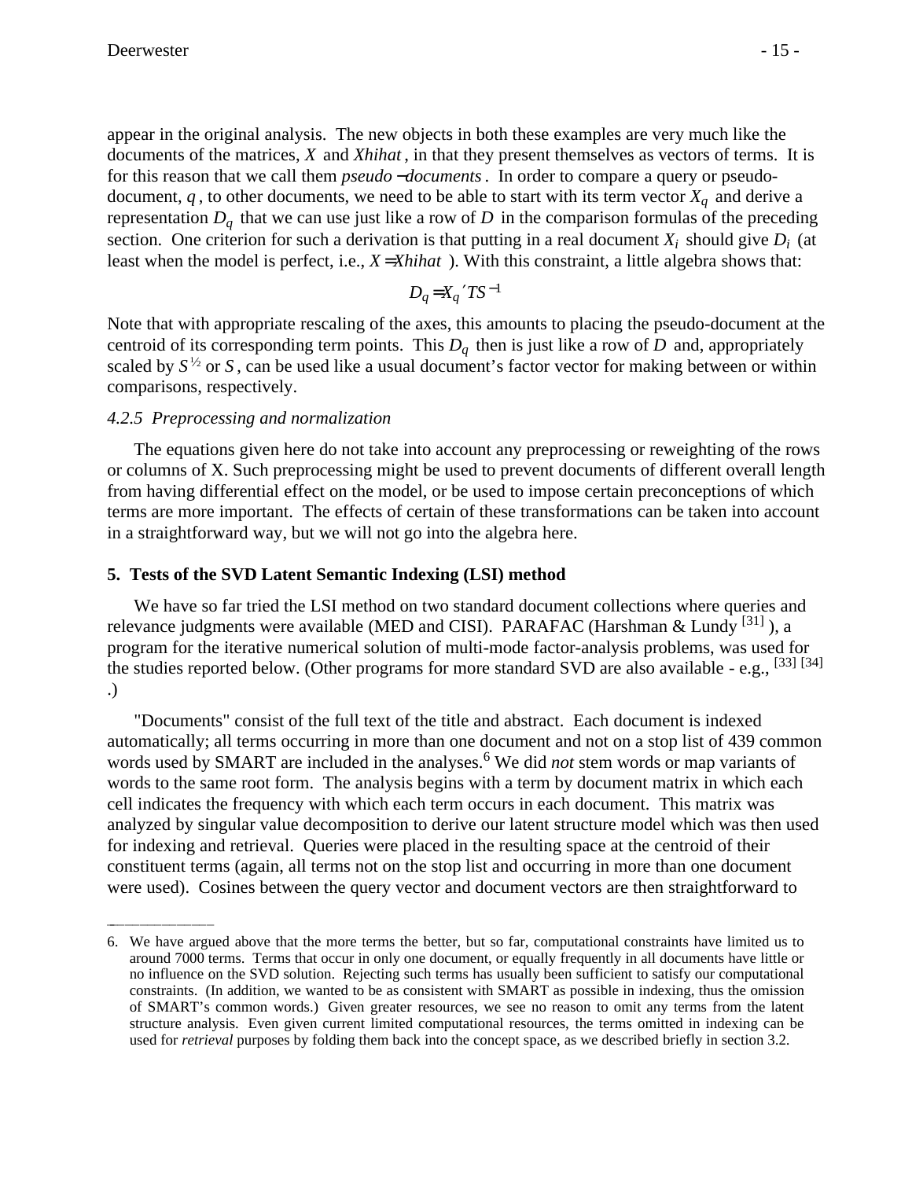appear in the original analysis. The new objects in both these examples are very much like the documents of the matrices, $X$ and $\hat{X}$, in that they present themselves as vectors of terms. It is for this reason that we call them *pseudo-documents*. In order to compare a query or pseudo-document, $q$, to other documents, we need to be able to start with its term vector $X_q$ and derive a representation $D_q$ that we can use just like a row of $D$ in the comparison formulas of the preceding section. One criterion for such a derivation is that putting in a real document $X_i$ should give $D_i$ (at least when the model is perfect, i.e., $X = \hat{X}$). With this constraint, a little algebra shows that:

$$D_q = X_q{}' T S^{-1}$$

Note that with appropriate rescaling of the axes, this amounts to placing the pseudo-document at the centroid of its corresponding term points. This $D_q$ then is just like a row of $D$ and, appropriately scaled by $S^{1/2}$ or $S$, can be used like a usual document's factor vector for making between or within comparisons, respectively.

*4.2.5 Preprocessing and normalization*

The equations given here do not take into account any preprocessing or reweighting of the rows or columns of X. Such preprocessing might be used to prevent documents of different overall length from having differential effect on the model, or be used to impose certain preconceptions of which terms are more important. The effects of certain of these transformations can be taken into account in a straightforward way, but we will not go into the algebra here.

## 5. Tests of the SVD Latent Semantic Indexing (LSI) method

We have so far tried the LSI method on two standard document collections where queries and relevance judgments were available (MED and CISI). PARAFAC (Harshman & Lundy [31] ), a program for the iterative numerical solution of multi-mode factor-analysis problems, was used for the studies reported below. (Other programs for more standard SVD are also available - e.g., [33] [34] .)

"Documents" consist of the full text of the title and abstract. Each document is indexed automatically; all terms occurring in more than one document and not on a stop list of 439 common words used by SMART are included in the analyses.[6] We did *not* stem words or map variants of words to the same root form. The analysis begins with a term by document matrix in which each cell indicates the frequency with which each term occurs in each document. This matrix was analyzed by singular value decomposition to derive our latent structure model which was then used for indexing and retrieval. Queries were placed in the resulting space at the centroid of their constituent terms (again, all terms not on the stop list and occurring in more than one document were used). Cosines between the query vector and document vectors are then straightforward to

---

6. We have argued above that the more terms the better, but so far, computational constraints have limited us to around 7000 terms. Terms that occur in only one document, or equally frequently in all documents have little or no influence on the SVD solution. Rejecting such terms has usually been sufficient to satisfy our computational constraints. (In addition, we wanted to be as consistent with SMART as possible in indexing, thus the omission of SMART's common words.) Given greater resources, we see no reason to omit any terms from the latent structure analysis. Even given current limited computational resources, the terms omitted in indexing can be used for *retrieval* purposes by folding them back into the concept space, as we described briefly in section 3.2.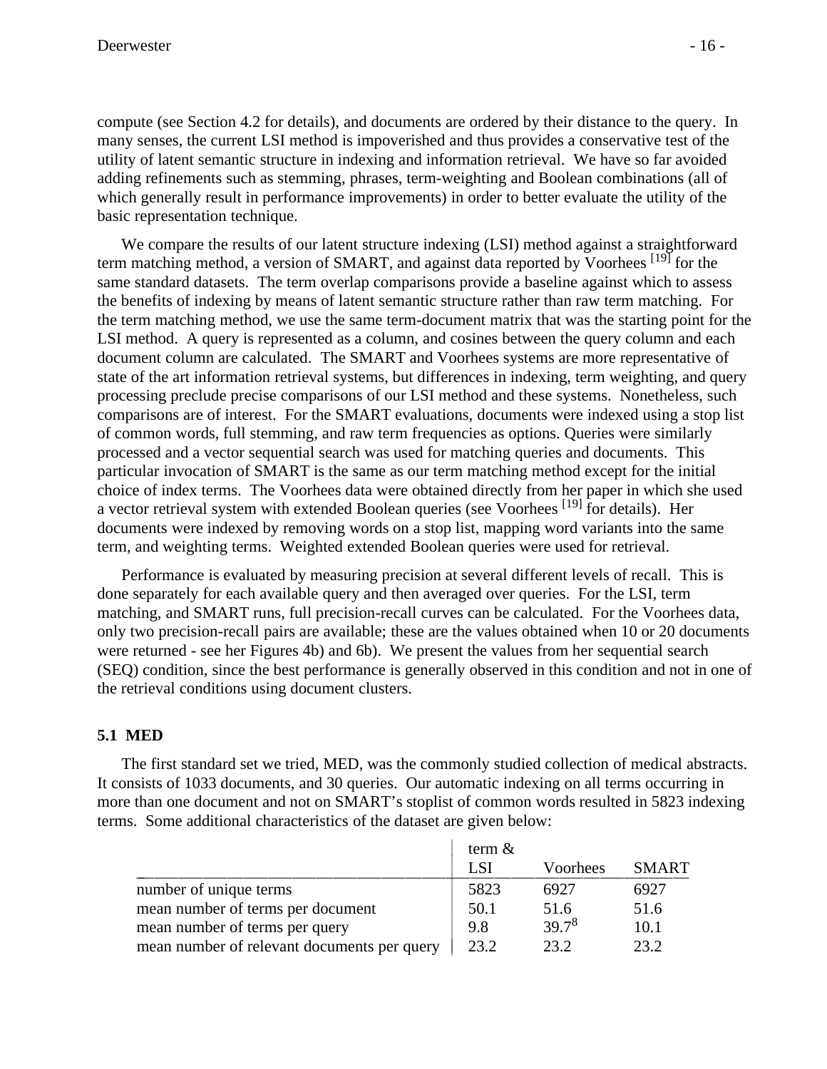compute (see Section 4.2 for details), and documents are ordered by their distance to the query. In many senses, the current LSI method is impoverished and thus provides a conservative test of the utility of latent semantic structure in indexing and information retrieval. We have so far avoided adding refinements such as stemming, phrases, term-weighting and Boolean combinations (all of which generally result in performance improvements) in order to better evaluate the utility of the basic representation technique.

We compare the results of our latent structure indexing (LSI) method against a straightforward term matching method, a version of SMART, and against data reported by Voorhees [19] for the same standard datasets. The term overlap comparisons provide a baseline against which to assess the benefits of indexing by means of latent semantic structure rather than raw term matching. For the term matching method, we use the same term-document matrix that was the starting point for the LSI method. A query is represented as a column, and cosines between the query column and each document column are calculated. The SMART and Voorhees systems are more representative of state of the art information retrieval systems, but differences in indexing, term weighting, and query processing preclude precise comparisons of our LSI method and these systems. Nonetheless, such comparisons are of interest. For the SMART evaluations, documents were indexed using a stop list of common words, full stemming, and raw term frequencies as options. Queries were similarly processed and a vector sequential search was used for matching queries and documents. This particular invocation of SMART is the same as our term matching method except for the initial choice of index terms. The Voorhees data were obtained directly from her paper in which she used a vector retrieval system with extended Boolean queries (see Voorhees [19] for details). Her documents were indexed by removing words on a stop list, mapping word variants into the same term, and weighting terms. Weighted extended Boolean queries were used for retrieval.

Performance is evaluated by measuring precision at several different levels of recall. This is done separately for each available query and then averaged over queries. For the LSI, term matching, and SMART runs, full precision-recall curves can be calculated. For the Voorhees data, only two precision-recall pairs are available; these are the values obtained when 10 or 20 documents were returned - see her Figures 4b) and 6b). We present the values from her sequential search (SEQ) condition, since the best performance is generally observed in this condition and not in one of the retrieval conditions using document clusters.

## 5.1 MED

The first standard set we tried, MED, was the commonly studied collection of medical abstracts. It consists of 1033 documents, and 30 queries. Our automatic indexing on all terms occurring in more than one document and not on SMART's stoplist of common words resulted in 5823 indexing terms. Some additional characteristics of the dataset are given below:

| | term & LSI | Voorhees | SMART |
|---|---|---|---|
| number of unique terms | 5823 | 6927 | 6927 |
| mean number of terms per document | 50.1 | 51.6 | 51.6 |
| mean number of terms per query | 9.8 | 39.7[8] | 10.1 |
| mean number of relevant documents per query | 23.2 | 23.2 | 23.2 |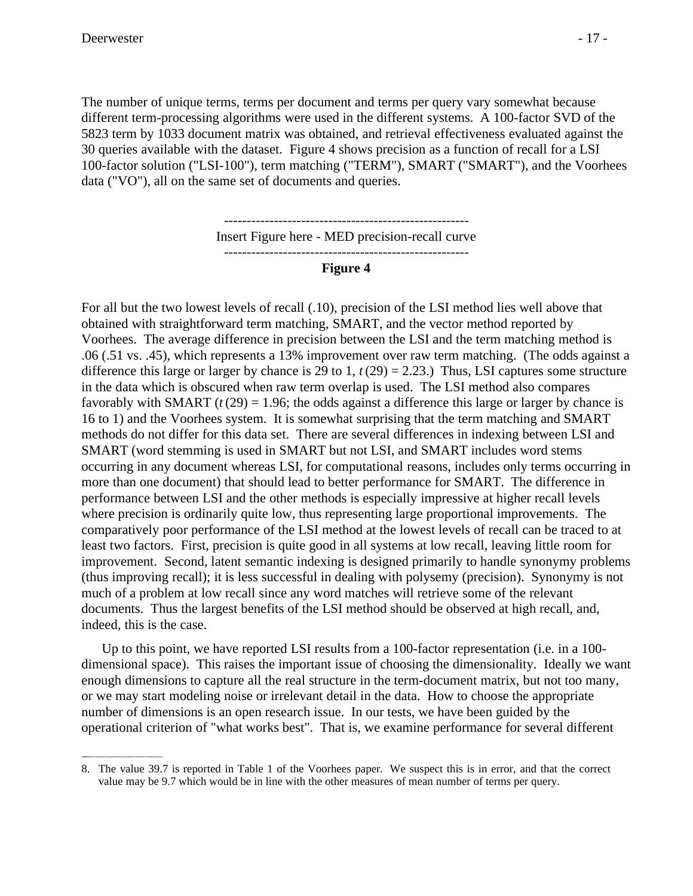The number of unique terms, terms per document and terms per query vary somewhat because different term-processing algorithms were used in the different systems. A 100-factor SVD of the 5823 term by 1033 document matrix was obtained, and retrieval effectiveness evaluated against the 30 queries available with the dataset. Figure 4 shows precision as a function of recall for a LSI 100-factor solution ("LSI-100"), term matching ("TERM"), SMART ("SMART"), and the Voorhees data ("VO"), all on the same set of documents and queries.

------------------------------------------------------

Insert Figure here - MED precision-recall curve

------------------------------------------------------

**Figure 4**

For all but the two lowest levels of recall (.10), precision of the LSI method lies well above that obtained with straightforward term matching, SMART, and the vector method reported by Voorhees. The average difference in precision between the LSI and the term matching method is .06 (.51 vs. .45), which represents a 13% improvement over raw term matching. (The odds against a difference this large or larger by chance is 29 to 1, $t(29) = 2.23$.) Thus, LSI captures some structure in the data which is obscured when raw term overlap is used. The LSI method also compares favorably with SMART ($t(29) = 1.96$; the odds against a difference this large or larger by chance is 16 to 1) and the Voorhees system. It is somewhat surprising that the term matching and SMART methods do not differ for this data set. There are several differences in indexing between LSI and SMART (word stemming is used in SMART but not LSI, and SMART includes word stems occurring in any document whereas LSI, for computational reasons, includes only terms occurring in more than one document) that should lead to better performance for SMART. The difference in performance between LSI and the other methods is especially impressive at higher recall levels where precision is ordinarily quite low, thus representing large proportional improvements. The comparatively poor performance of the LSI method at the lowest levels of recall can be traced to at least two factors. First, precision is quite good in all systems at low recall, leaving little room for improvement. Second, latent semantic indexing is designed primarily to handle synonymy problems (thus improving recall); it is less successful in dealing with polysemy (precision). Synonymy is not much of a problem at low recall since any word matches will retrieve some of the relevant documents. Thus the largest benefits of the LSI method should be observed at high recall, and, indeed, this is the case.

Up to this point, we have reported LSI results from a 100-factor representation (i.e. in a 100-dimensional space). This raises the important issue of choosing the dimensionality. Ideally we want enough dimensions to capture all the real structure in the term-document matrix, but not too many, or we may start modeling noise or irrelevant detail in the data. How to choose the appropriate number of dimensions is an open research issue. In our tests, we have been guided by the operational criterion of "what works best". That is, we examine performance for several different

---

8. The value 39.7 is reported in Table 1 of the Voorhees paper. We suspect this is in error, and that the correct value may be 9.7 which would be in line with the other measures of mean number of terms per query.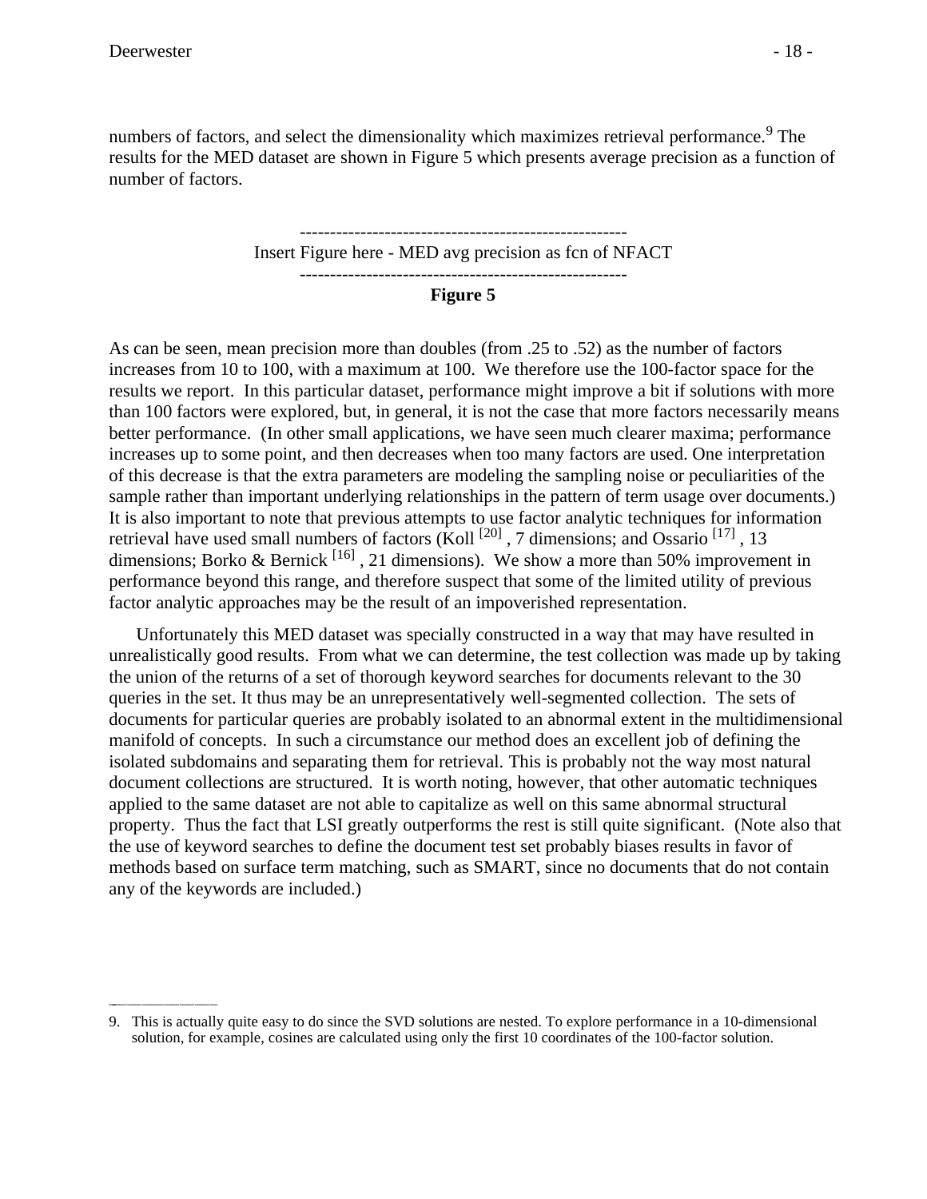numbers of factors, and select the dimensionality which maximizes retrieval performance.[9] The results for the MED dataset are shown in Figure 5 which presents average precision as a function of number of factors.

------------------------------------------------------
Insert Figure here - MED avg precision as fcn of NFACT
------------------------------------------------------

**Figure 5**

As can be seen, mean precision more than doubles (from .25 to .52) as the number of factors increases from 10 to 100, with a maximum at 100. We therefore use the 100-factor space for the results we report. In this particular dataset, performance might improve a bit if solutions with more than 100 factors were explored, but, in general, it is not the case that more factors necessarily means better performance. (In other small applications, we have seen much clearer maxima; performance increases up to some point, and then decreases when too many factors are used. One interpretation of this decrease is that the extra parameters are modeling the sampling noise or peculiarities of the sample rather than important underlying relationships in the pattern of term usage over documents.) It is also important to note that previous attempts to use factor analytic techniques for information retrieval have used small numbers of factors (Koll [20] , 7 dimensions; and Ossario [17] , 13 dimensions; Borko & Bernick [16] , 21 dimensions). We show a more than 50% improvement in performance beyond this range, and therefore suspect that some of the limited utility of previous factor analytic approaches may be the result of an impoverished representation.

Unfortunately this MED dataset was specially constructed in a way that may have resulted in unrealistically good results. From what we can determine, the test collection was made up by taking the union of the returns of a set of thorough keyword searches for documents relevant to the 30 queries in the set. It thus may be an unrepresentatively well-segmented collection. The sets of documents for particular queries are probably isolated to an abnormal extent in the multidimensional manifold of concepts. In such a circumstance our method does an excellent job of defining the isolated subdomains and separating them for retrieval. This is probably not the way most natural document collections are structured. It is worth noting, however, that other automatic techniques applied to the same dataset are not able to capitalize as well on this same abnormal structural property. Thus the fact that LSI greatly outperforms the rest is still quite significant. (Note also that the use of keyword searches to define the document test set probably biases results in favor of methods based on surface term matching, such as SMART, since no documents that do not contain any of the keywords are included.)

---

9. This is actually quite easy to do since the SVD solutions are nested. To explore performance in a 10-dimensional solution, for example, cosines are calculated using only the first 10 coordinates of the 100-factor solution.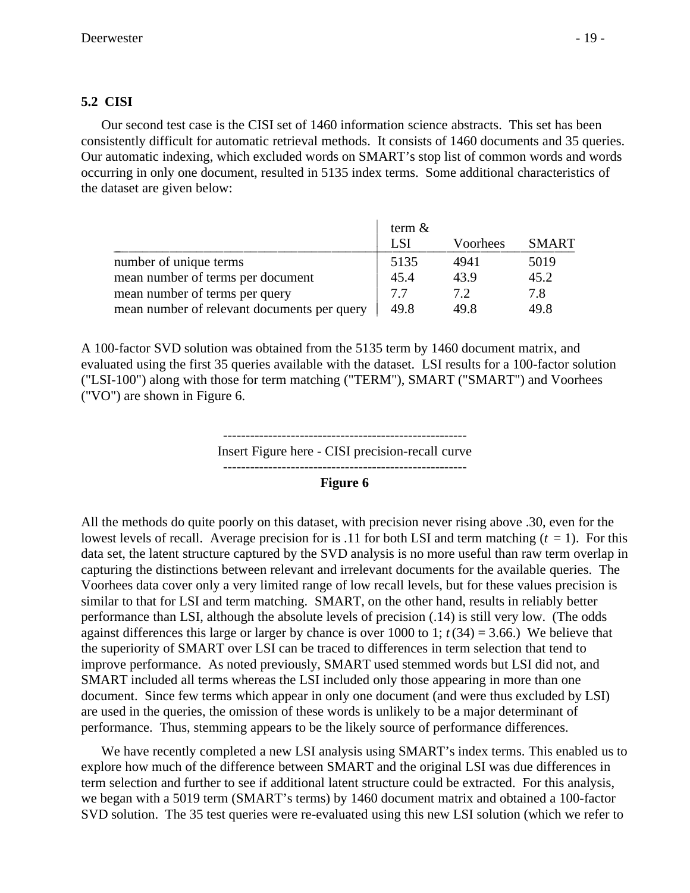### 5.2 CISI

Our second test case is the CISI set of 1460 information science abstracts. This set has been consistently difficult for automatic retrieval methods. It consists of 1460 documents and 35 queries. Our automatic indexing, which excluded words on SMART's stop list of common words and words occurring in only one document, resulted in 5135 index terms. Some additional characteristics of the dataset are given below:

| | term & LSI | Voorhees | SMART |
|---|---|---|---|
| number of unique terms | 5135 | 4941 | 5019 |
| mean number of terms per document | 45.4 | 43.9 | 45.2 |
| mean number of terms per query | 7.7 | 7.2 | 7.8 |
| mean number of relevant documents per query | 49.8 | 49.8 | 49.8 |

A 100-factor SVD solution was obtained from the 5135 term by 1460 document matrix, and evaluated using the first 35 queries available with the dataset. LSI results for a 100-factor solution ("LSI-100") along with those for term matching ("TERM"), SMART ("SMART") and Voorhees ("VO") are shown in Figure 6.

------------------------------------------------------

Insert Figure here - CISI precision-recall curve

------------------------------------------------------

**Figure 6**

All the methods do quite poorly on this dataset, with precision never rising above .30, even for the lowest levels of recall. Average precision for is .11 for both LSI and term matching ($t = 1$). For this data set, the latent structure captured by the SVD analysis is no more useful than raw term overlap in capturing the distinctions between relevant and irrelevant documents for the available queries. The Voorhees data cover only a very limited range of low recall levels, but for these values precision is similar to that for LSI and term matching. SMART, on the other hand, results in reliably better performance than LSI, although the absolute levels of precision (.14) is still very low. (The odds against differences this large or larger by chance is over 1000 to 1; $t(34) = 3.66$.) We believe that the superiority of SMART over LSI can be traced to differences in term selection that tend to improve performance. As noted previously, SMART used stemmed words but LSI did not, and SMART included all terms whereas the LSI included only those appearing in more than one document. Since few terms which appear in only one document (and were thus excluded by LSI) are used in the queries, the omission of these words is unlikely to be a major determinant of performance. Thus, stemming appears to be the likely source of performance differences.

We have recently completed a new LSI analysis using SMART's index terms. This enabled us to explore how much of the difference between SMART and the original LSI was due differences in term selection and further to see if additional latent structure could be extracted. For this analysis, we began with a 5019 term (SMART's terms) by 1460 document matrix and obtained a 100-factor SVD solution. The 35 test queries were re-evaluated using this new LSI solution (which we refer to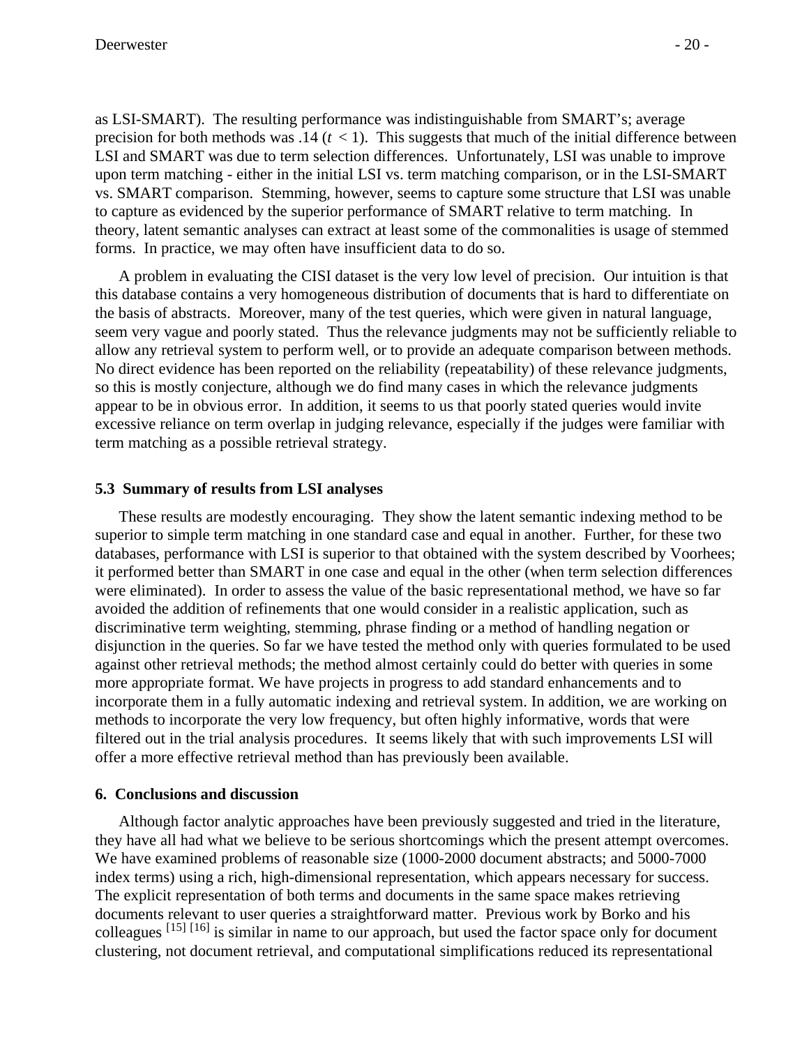as LSI-SMART). The resulting performance was indistinguishable from SMART's; average precision for both methods was .14 ($t < 1$). This suggests that much of the initial difference between LSI and SMART was due to term selection differences. Unfortunately, LSI was unable to improve upon term matching - either in the initial LSI vs. term matching comparison, or in the LSI-SMART vs. SMART comparison. Stemming, however, seems to capture some structure that LSI was unable to capture as evidenced by the superior performance of SMART relative to term matching. In theory, latent semantic analyses can extract at least some of the commonalities is usage of stemmed forms. In practice, we may often have insufficient data to do so.

A problem in evaluating the CISI dataset is the very low level of precision. Our intuition is that this database contains a very homogeneous distribution of documents that is hard to differentiate on the basis of abstracts. Moreover, many of the test queries, which were given in natural language, seem very vague and poorly stated. Thus the relevance judgments may not be sufficiently reliable to allow any retrieval system to perform well, or to provide an adequate comparison between methods. No direct evidence has been reported on the reliability (repeatability) of these relevance judgments, so this is mostly conjecture, although we do find many cases in which the relevance judgments appear to be in obvious error. In addition, it seems to us that poorly stated queries would invite excessive reliance on term overlap in judging relevance, especially if the judges were familiar with term matching as a possible retrieval strategy.

### 5.3 Summary of results from LSI analyses

These results are modestly encouraging. They show the latent semantic indexing method to be superior to simple term matching in one standard case and equal in another. Further, for these two databases, performance with LSI is superior to that obtained with the system described by Voorhees; it performed better than SMART in one case and equal in the other (when term selection differences were eliminated). In order to assess the value of the basic representational method, we have so far avoided the addition of refinements that one would consider in a realistic application, such as discriminative term weighting, stemming, phrase finding or a method of handling negation or disjunction in the queries. So far we have tested the method only with queries formulated to be used against other retrieval methods; the method almost certainly could do better with queries in some more appropriate format. We have projects in progress to add standard enhancements and to incorporate them in a fully automatic indexing and retrieval system. In addition, we are working on methods to incorporate the very low frequency, but often highly informative, words that were filtered out in the trial analysis procedures. It seems likely that with such improvements LSI will offer a more effective retrieval method than has previously been available.

## 6. Conclusions and discussion

Although factor analytic approaches have been previously suggested and tried in the literature, they have all had what we believe to be serious shortcomings which the present attempt overcomes. We have examined problems of reasonable size (1000-2000 document abstracts; and 5000-7000 index terms) using a rich, high-dimensional representation, which appears necessary for success. The explicit representation of both terms and documents in the same space makes retrieving documents relevant to user queries a straightforward matter. Previous work by Borko and his colleagues [15] [16] is similar in name to our approach, but used the factor space only for document clustering, not document retrieval, and computational simplifications reduced its representational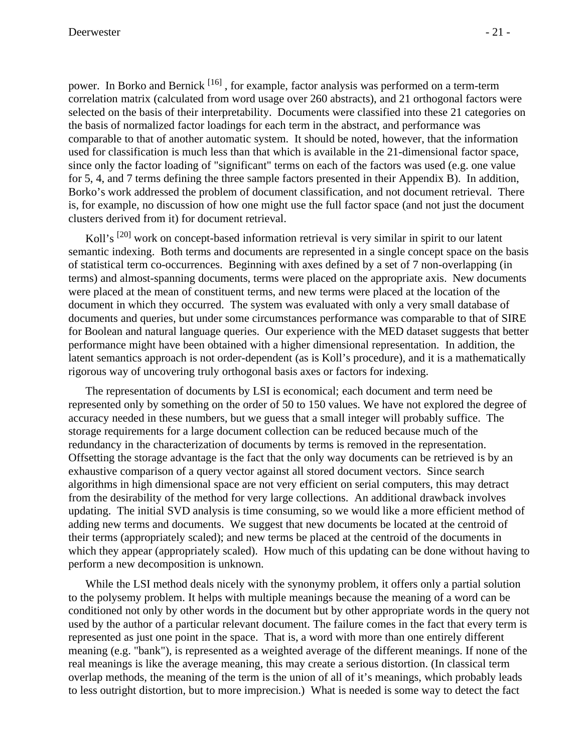power. In Borko and Bernick [16] , for example, factor analysis was performed on a term-term correlation matrix (calculated from word usage over 260 abstracts), and 21 orthogonal factors were selected on the basis of their interpretability. Documents were classified into these 21 categories on the basis of normalized factor loadings for each term in the abstract, and performance was comparable to that of another automatic system. It should be noted, however, that the information used for classification is much less than that which is available in the 21-dimensional factor space, since only the factor loading of "significant" terms on each of the factors was used (e.g. one value for 5, 4, and 7 terms defining the three sample factors presented in their Appendix B). In addition, Borko's work addressed the problem of document classification, and not document retrieval. There is, for example, no discussion of how one might use the full factor space (and not just the document clusters derived from it) for document retrieval.

Koll's [20] work on concept-based information retrieval is very similar in spirit to our latent semantic indexing. Both terms and documents are represented in a single concept space on the basis of statistical term co-occurrences. Beginning with axes defined by a set of 7 non-overlapping (in terms) and almost-spanning documents, terms were placed on the appropriate axis. New documents were placed at the mean of constituent terms, and new terms were placed at the location of the document in which they occurred. The system was evaluated with only a very small database of documents and queries, but under some circumstances performance was comparable to that of SIRE for Boolean and natural language queries. Our experience with the MED dataset suggests that better performance might have been obtained with a higher dimensional representation. In addition, the latent semantics approach is not order-dependent (as is Koll's procedure), and it is a mathematically rigorous way of uncovering truly orthogonal basis axes or factors for indexing.

The representation of documents by LSI is economical; each document and term need be represented only by something on the order of 50 to 150 values. We have not explored the degree of accuracy needed in these numbers, but we guess that a small integer will probably suffice. The storage requirements for a large document collection can be reduced because much of the redundancy in the characterization of documents by terms is removed in the representation. Offsetting the storage advantage is the fact that the only way documents can be retrieved is by an exhaustive comparison of a query vector against all stored document vectors. Since search algorithms in high dimensional space are not very efficient on serial computers, this may detract from the desirability of the method for very large collections. An additional drawback involves updating. The initial SVD analysis is time consuming, so we would like a more efficient method of adding new terms and documents. We suggest that new documents be located at the centroid of their terms (appropriately scaled); and new terms be placed at the centroid of the documents in which they appear (appropriately scaled). How much of this updating can be done without having to perform a new decomposition is unknown.

While the LSI method deals nicely with the synonymy problem, it offers only a partial solution to the polysemy problem. It helps with multiple meanings because the meaning of a word can be conditioned not only by other words in the document but by other appropriate words in the query not used by the author of a particular relevant document. The failure comes in the fact that every term is represented as just one point in the space. That is, a word with more than one entirely different meaning (e.g. "bank"), is represented as a weighted average of the different meanings. If none of the real meanings is like the average meaning, this may create a serious distortion. (In classical term overlap methods, the meaning of the term is the union of all of it's meanings, which probably leads to less outright distortion, but to more imprecision.) What is needed is some way to detect the fact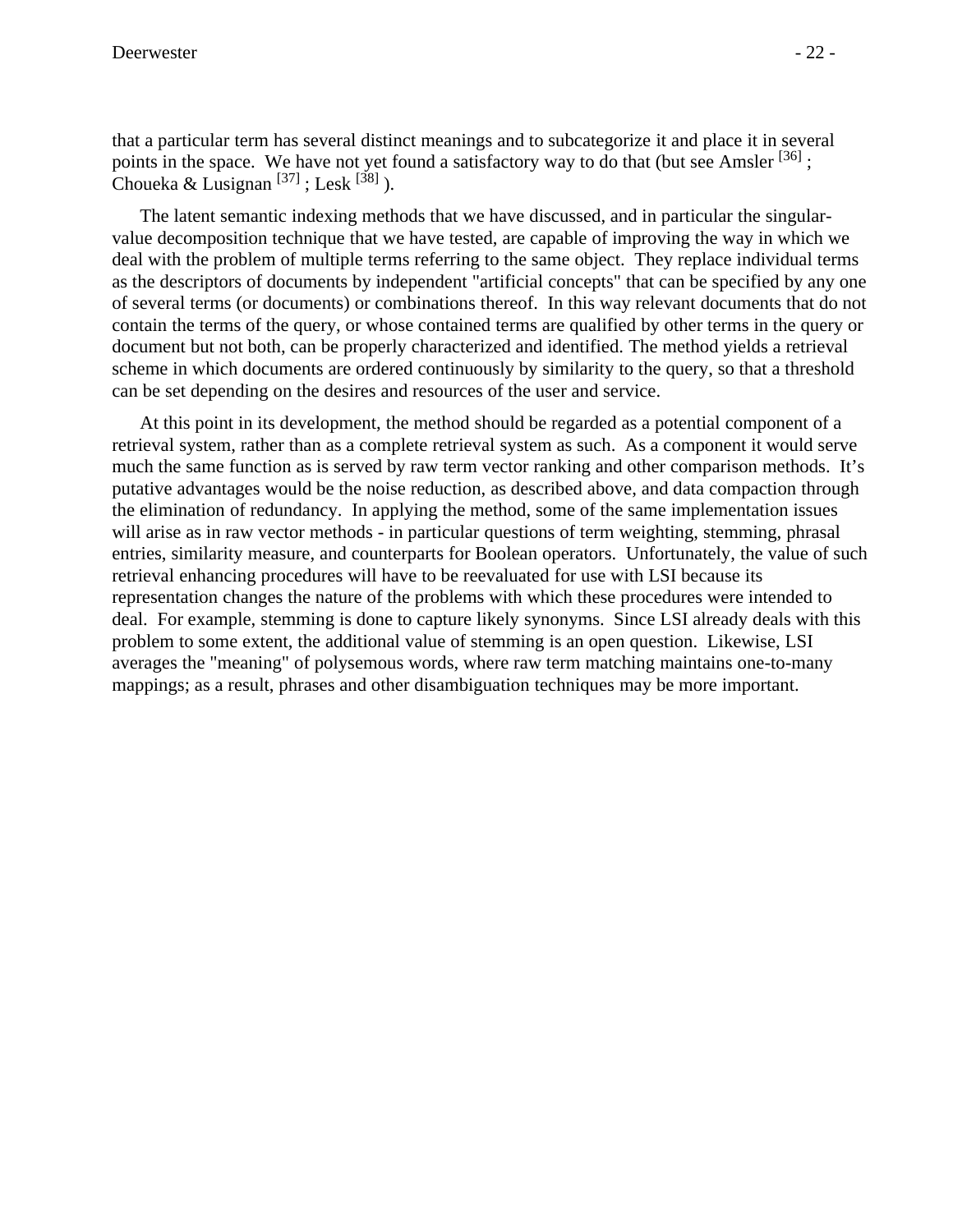that a particular term has several distinct meanings and to subcategorize it and place it in several points in the space. We have not yet found a satisfactory way to do that (but see Amsler [36] ; Choueka & Lusignan [37] ; Lesk [38] ).

The latent semantic indexing methods that we have discussed, and in particular the singular-value decomposition technique that we have tested, are capable of improving the way in which we deal with the problem of multiple terms referring to the same object. They replace individual terms as the descriptors of documents by independent "artificial concepts" that can be specified by any one of several terms (or documents) or combinations thereof. In this way relevant documents that do not contain the terms of the query, or whose contained terms are qualified by other terms in the query or document but not both, can be properly characterized and identified. The method yields a retrieval scheme in which documents are ordered continuously by similarity to the query, so that a threshold can be set depending on the desires and resources of the user and service.

At this point in its development, the method should be regarded as a potential component of a retrieval system, rather than as a complete retrieval system as such. As a component it would serve much the same function as is served by raw term vector ranking and other comparison methods. It's putative advantages would be the noise reduction, as described above, and data compaction through the elimination of redundancy. In applying the method, some of the same implementation issues will arise as in raw vector methods - in particular questions of term weighting, stemming, phrasal entries, similarity measure, and counterparts for Boolean operators. Unfortunately, the value of such retrieval enhancing procedures will have to be reevaluated for use with LSI because its representation changes the nature of the problems with which these procedures were intended to deal. For example, stemming is done to capture likely synonyms. Since LSI already deals with this problem to some extent, the additional value of stemming is an open question. Likewise, LSI averages the "meaning" of polysemous words, where raw term matching maintains one-to-many mappings; as a result, phrases and other disambiguation techniques may be more important.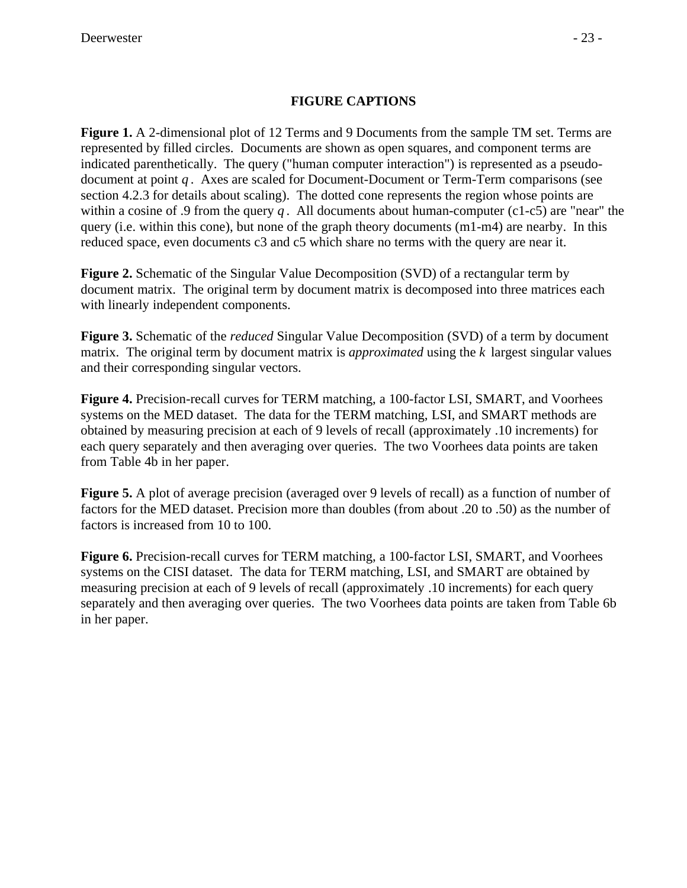## FIGURE CAPTIONS

**Figure 1.** A 2-dimensional plot of 12 Terms and 9 Documents from the sample TM set. Terms are represented by filled circles. Documents are shown as open squares, and component terms are indicated parenthetically. The query ("human computer interaction") is represented as a pseudo-document at point $q$. Axes are scaled for Document-Document or Term-Term comparisons (see section 4.2.3 for details about scaling). The dotted cone represents the region whose points are within a cosine of .9 from the query $q$. All documents about human-computer (c1-c5) are "near" the query (i.e. within this cone), but none of the graph theory documents (m1-m4) are nearby. In this reduced space, even documents c3 and c5 which share no terms with the query are near it.

**Figure 2.** Schematic of the Singular Value Decomposition (SVD) of a rectangular term by document matrix. The original term by document matrix is decomposed into three matrices each with linearly independent components.

**Figure 3.** Schematic of the *reduced* Singular Value Decomposition (SVD) of a term by document matrix. The original term by document matrix is *approximated* using the $k$ largest singular values and their corresponding singular vectors.

**Figure 4.** Precision-recall curves for TERM matching, a 100-factor LSI, SMART, and Voorhees systems on the MED dataset. The data for the TERM matching, LSI, and SMART methods are obtained by measuring precision at each of 9 levels of recall (approximately .10 increments) for each query separately and then averaging over queries. The two Voorhees data points are taken from Table 4b in her paper.

**Figure 5.** A plot of average precision (averaged over 9 levels of recall) as a function of number of factors for the MED dataset. Precision more than doubles (from about .20 to .50) as the number of factors is increased from 10 to 100.

**Figure 6.** Precision-recall curves for TERM matching, a 100-factor LSI, SMART, and Voorhees systems on the CISI dataset. The data for TERM matching, LSI, and SMART are obtained by measuring precision at each of 9 levels of recall (approximately .10 increments) for each query separately and then averaging over queries. The two Voorhees data points are taken from Table 6b in her paper.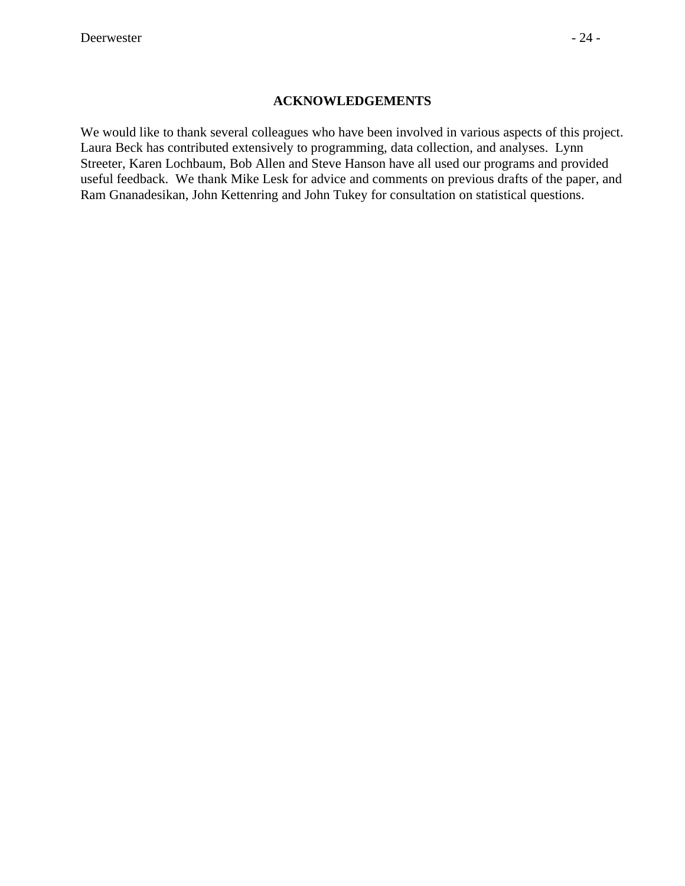## ACKNOWLEDGEMENTS

We would like to thank several colleagues who have been involved in various aspects of this project. Laura Beck has contributed extensively to programming, data collection, and analyses. Lynn Streeter, Karen Lochbaum, Bob Allen and Steve Hanson have all used our programs and provided useful feedback. We thank Mike Lesk for advice and comments on previous drafts of the paper, and Ram Gnanadesikan, John Kettenring and John Tukey for consultation on statistical questions.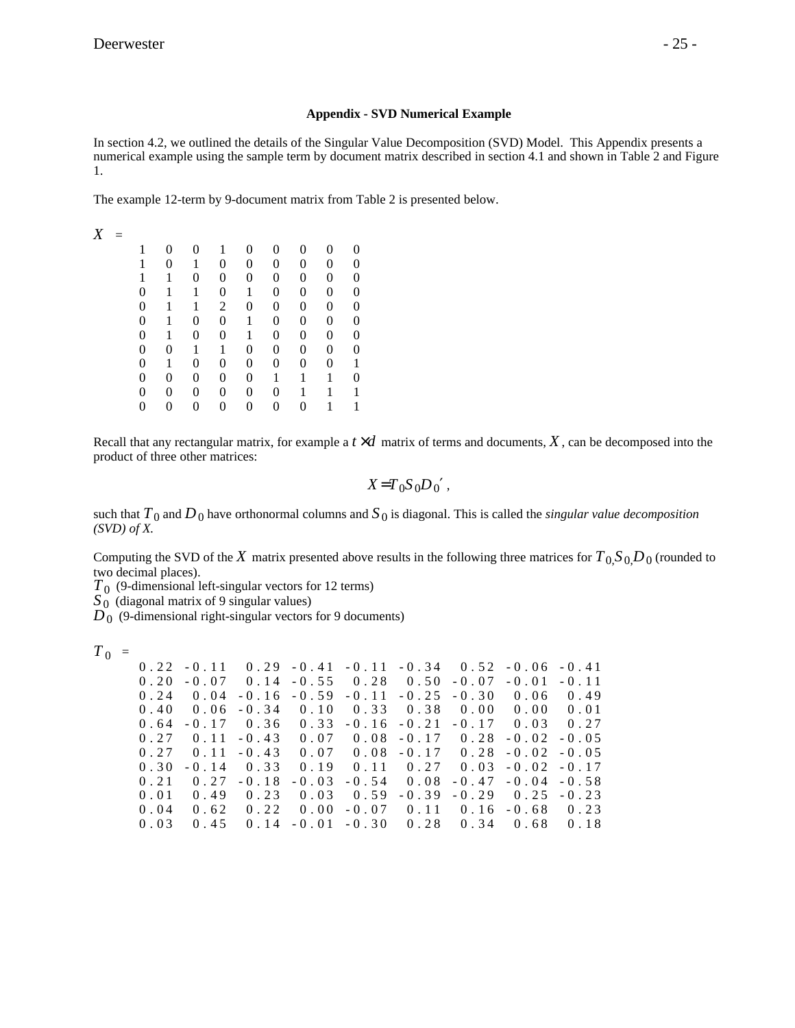**Appendix - SVD Numerical Example**

In section 4.2, we outlined the details of the Singular Value Decomposition (SVD) Model. This Appendix presents a numerical example using the sample term by document matrix described in section 4.1 and shown in Table 2 and Figure 1.

The example 12-term by 9-document matrix from Table 2 is presented below.

$$X = \begin{matrix}
1 & 0 & 0 & 1 & 0 & 0 & 0 & 0 & 0 \\
1 & 0 & 1 & 0 & 0 & 0 & 0 & 0 & 0 \\
1 & 1 & 0 & 0 & 0 & 0 & 0 & 0 & 0 \\
0 & 1 & 1 & 0 & 1 & 0 & 0 & 0 & 0 \\
0 & 1 & 1 & 2 & 0 & 0 & 0 & 0 & 0 \\
0 & 1 & 0 & 0 & 1 & 0 & 0 & 0 & 0 \\
0 & 1 & 0 & 0 & 1 & 0 & 0 & 0 & 0 \\
0 & 0 & 1 & 1 & 0 & 0 & 0 & 0 & 0 \\
0 & 1 & 0 & 0 & 0 & 0 & 0 & 0 & 1 \\
0 & 0 & 0 & 0 & 0 & 1 & 1 & 1 & 0 \\
0 & 0 & 0 & 0 & 0 & 0 & 1 & 1 & 1 \\
0 & 0 & 0 & 0 & 0 & 0 & 0 & 1 & 1
\end{matrix}$$

Recall that any rectangular matrix, for example a $t \times d$ matrix of terms and documents, $X$, can be decomposed into the product of three other matrices:

$$X = T_0 S_0 D_0',$$

such that $T_0$ and $D_0$ have orthonormal columns and $S_0$ is diagonal. This is called the *singular value decomposition (SVD) of X.*

Computing the SVD of the $X$ matrix presented above results in the following three matrices for $T_0, S_0, D_0$ (rounded to two decimal places).
$T_0$ (9-dimensional left-singular vectors for 12 terms)
$S_0$ (diagonal matrix of 9 singular values)
$D_0$ (9-dimensional right-singular vectors for 9 documents)

$$T_0 = \begin{matrix}
0.22 & -0.11 & 0.29 & -0.41 & -0.11 & -0.34 & 0.52 & -0.06 & -0.41 \\
0.20 & -0.07 & 0.14 & -0.55 & 0.28 & 0.50 & -0.07 & -0.01 & -0.11 \\
0.24 & 0.04 & -0.16 & -0.59 & -0.11 & -0.25 & -0.30 & 0.06 & 0.49 \\
0.40 & 0.06 & -0.34 & 0.10 & 0.33 & 0.38 & 0.00 & 0.00 & 0.01 \\
0.64 & -0.17 & 0.36 & 0.33 & -0.16 & -0.21 & -0.17 & 0.03 & 0.27 \\
0.27 & 0.11 & -0.43 & 0.07 & 0.08 & -0.17 & 0.28 & -0.02 & -0.05 \\
0.27 & 0.11 & -0.43 & 0.07 & 0.08 & -0.17 & 0.28 & -0.02 & -0.05 \\
0.30 & -0.14 & 0.33 & 0.19 & 0.11 & 0.27 & 0.03 & -0.02 & -0.17 \\
0.21 & 0.27 & -0.18 & -0.03 & -0.54 & 0.08 & -0.47 & -0.04 & -0.58 \\
0.01 & 0.49 & 0.23 & 0.03 & 0.59 & -0.39 & -0.29 & 0.25 & -0.23 \\
0.04 & 0.62 & 0.22 & 0.00 & -0.07 & 0.11 & 0.16 & -0.68 & 0.23 \\
0.03 & 0.45 & 0.14 & -0.01 & -0.30 & 0.28 & 0.34 & 0.68 & 0.18
\end{matrix}$$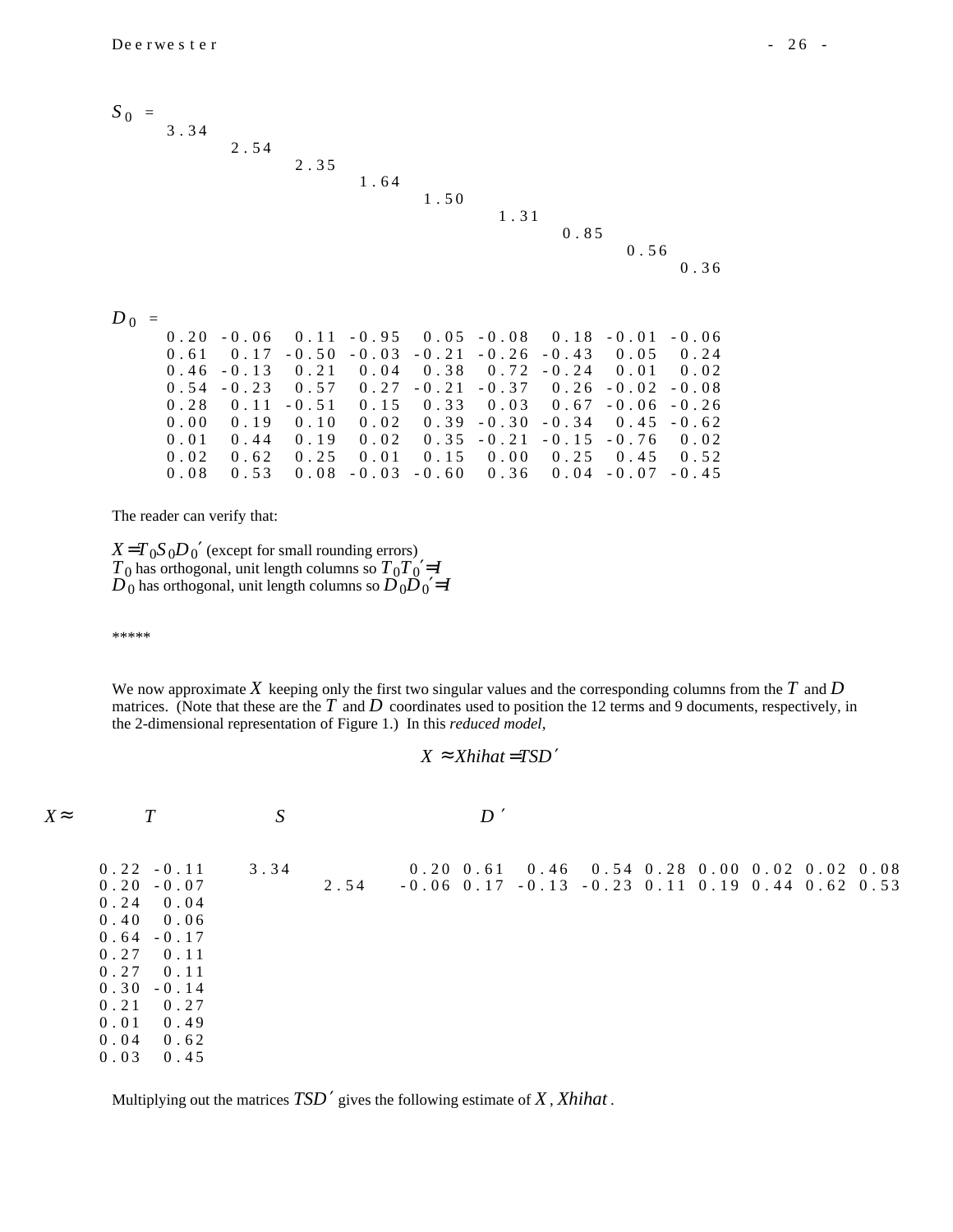$$
S_0 = \begin{pmatrix}
3.34 & & & & & & & & \\
& 2.54 & & & & & & & \\
& & 2.35 & & & & & & \\
& & & 1.64 & & & & & \\
& & & & 1.50 & & & & \\
& & & & & 1.31 & & & \\
& & & & & & 0.85 & & \\
& & & & & & & 0.56 & \\
& & & & & & & & 0.36
\end{pmatrix}
$$

$$
D_0 = \begin{pmatrix}
0.20 & -0.06 & 0.11 & -0.95 & 0.05 & -0.08 & 0.18 & -0.01 & -0.06 \\
0.61 & 0.17 & -0.50 & -0.03 & -0.21 & -0.26 & -0.43 & 0.05 & 0.24 \\
0.46 & -0.13 & 0.21 & 0.04 & 0.38 & 0.72 & -0.24 & 0.01 & 0.02 \\
0.54 & -0.23 & 0.57 & 0.27 & -0.21 & -0.37 & 0.26 & -0.02 & -0.08 \\
0.28 & 0.11 & -0.51 & 0.15 & 0.33 & 0.03 & 0.67 & -0.06 & -0.26 \\
0.00 & 0.19 & 0.10 & 0.02 & 0.39 & -0.30 & -0.34 & 0.45 & -0.62 \\
0.01 & 0.44 & 0.19 & 0.02 & 0.35 & -0.21 & -0.15 & -0.76 & 0.02 \\
0.02 & 0.62 & 0.25 & 0.01 & 0.15 & 0.00 & 0.25 & 0.45 & 0.52 \\
0.08 & 0.53 & 0.08 & -0.03 & -0.60 & 0.36 & 0.04 & -0.07 & -0.45
\end{pmatrix}
$$

The reader can verify that:

$X = T_0 S_0 D_0'$ (except for small rounding errors)
$T_0$ has orthogonal, unit length columns so $T_0 T_0' = I$
$D_0$ has orthogonal, unit length columns so $D_0 D_0' = I$

*****

We now approximate $X$ keeping only the first two singular values and the corresponding columns from the $T$ and $D$ matrices. (Note that these are the $T$ and $D$ coordinates used to position the 12 terms and 9 documents, respectively, in the 2-dimensional representation of Figure 1.) In this *reduced model*,

$$X \approx Xhihat = TSD'$$

$$
X \approx
\underbrace{\begin{pmatrix}
0.22 & -0.11 \\
0.20 & -0.07 \\
0.24 & 0.04 \\
0.40 & 0.06 \\
0.64 & -0.17 \\
0.27 & 0.11 \\
0.27 & 0.11 \\
0.30 & -0.14 \\
0.21 & 0.27 \\
0.01 & 0.49 \\
0.04 & 0.62 \\
0.03 & 0.45
\end{pmatrix}}_{T}
\underbrace{\begin{pmatrix}
3.34 & \\
& 2.54
\end{pmatrix}}_{S}
\underbrace{\begin{pmatrix}
0.20 & 0.61 & 0.46 & 0.54 & 0.28 & 0.00 & 0.02 & 0.02 & 0.08 \\
-0.06 & 0.17 & -0.13 & -0.23 & 0.11 & 0.19 & 0.44 & 0.62 & 0.53
\end{pmatrix}}_{D'}
$$

Multiplying out the matrices $TSD'$ gives the following estimate of $X$, $Xhihat$.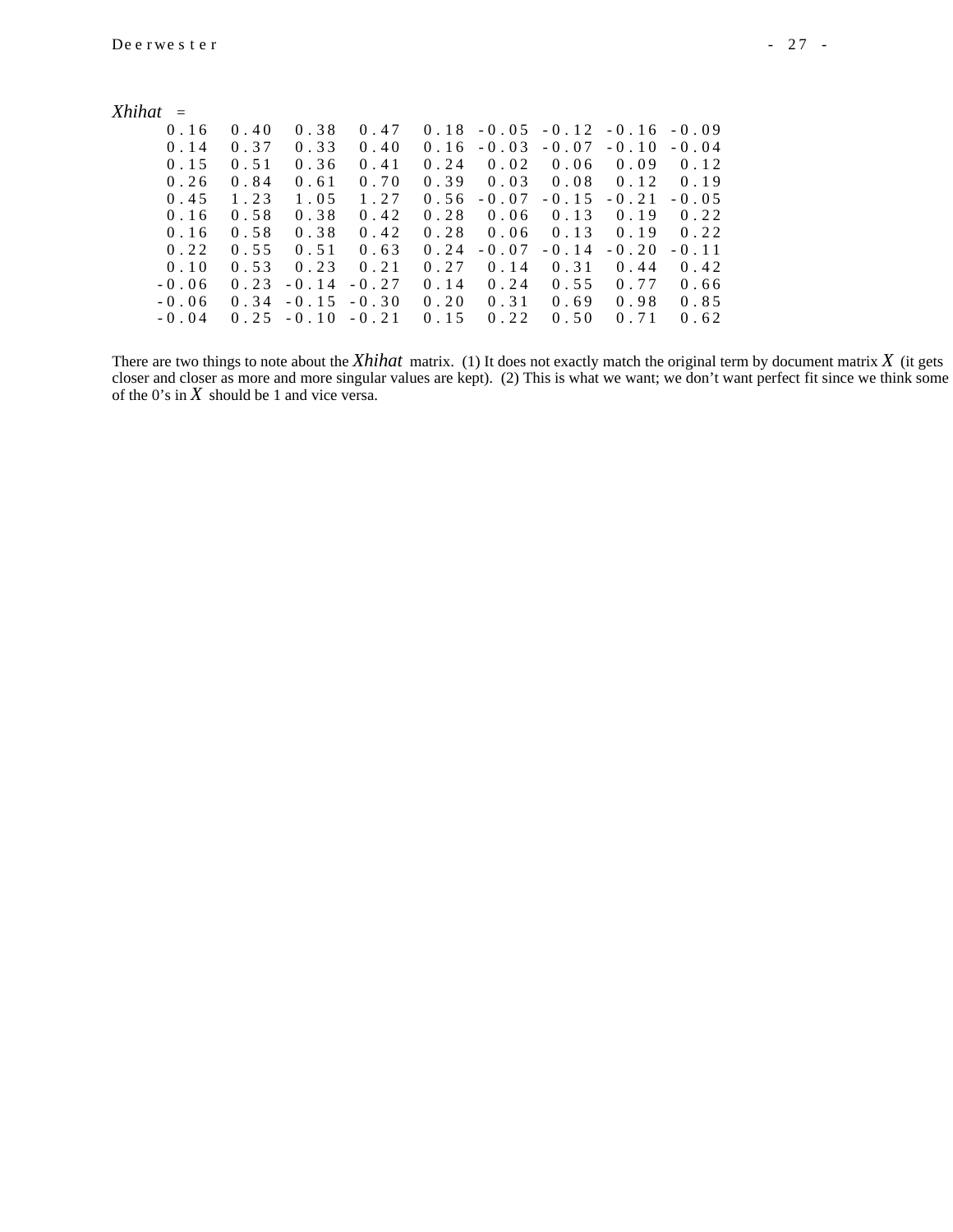*Xhihat* =

|  |  |  |  |  |  |  |  |  |
|---|---|---|---|---|---|---|---|---|
| 0.16 | 0.40 | 0.38 | 0.47 | 0.18 | -0.05 | -0.12 | -0.16 | -0.09 |
| 0.14 | 0.37 | 0.33 | 0.40 | 0.16 | -0.03 | -0.07 | -0.10 | -0.04 |
| 0.15 | 0.51 | 0.36 | 0.41 | 0.24 | 0.02 | 0.06 | 0.09 | 0.12 |
| 0.26 | 0.84 | 0.61 | 0.70 | 0.39 | 0.03 | 0.08 | 0.12 | 0.19 |
| 0.45 | 1.23 | 1.05 | 1.27 | 0.56 | -0.07 | -0.15 | -0.21 | -0.05 |
| 0.16 | 0.58 | 0.38 | 0.42 | 0.28 | 0.06 | 0.13 | 0.19 | 0.22 |
| 0.16 | 0.58 | 0.38 | 0.42 | 0.28 | 0.06 | 0.13 | 0.19 | 0.22 |
| 0.22 | 0.55 | 0.51 | 0.63 | 0.24 | -0.07 | -0.14 | -0.20 | -0.11 |
| 0.10 | 0.53 | 0.23 | 0.21 | 0.27 | 0.14 | 0.31 | 0.44 | 0.42 |
| -0.06 | 0.23 | -0.14 | -0.27 | 0.14 | 0.24 | 0.55 | 0.77 | 0.66 |
| -0.06 | 0.34 | -0.15 | -0.30 | 0.20 | 0.31 | 0.69 | 0.98 | 0.85 |
| -0.04 | 0.25 | -0.10 | -0.21 | 0.15 | 0.22 | 0.50 | 0.71 | 0.62 |

There are two things to note about the *Xhihat* matrix. (1) It does not exactly match the original term by document matrix $X$ (it gets closer and closer as more and more singular values are kept). (2) This is what we want; we don't want perfect fit since we think some of the 0's in $X$ should be 1 and vice versa.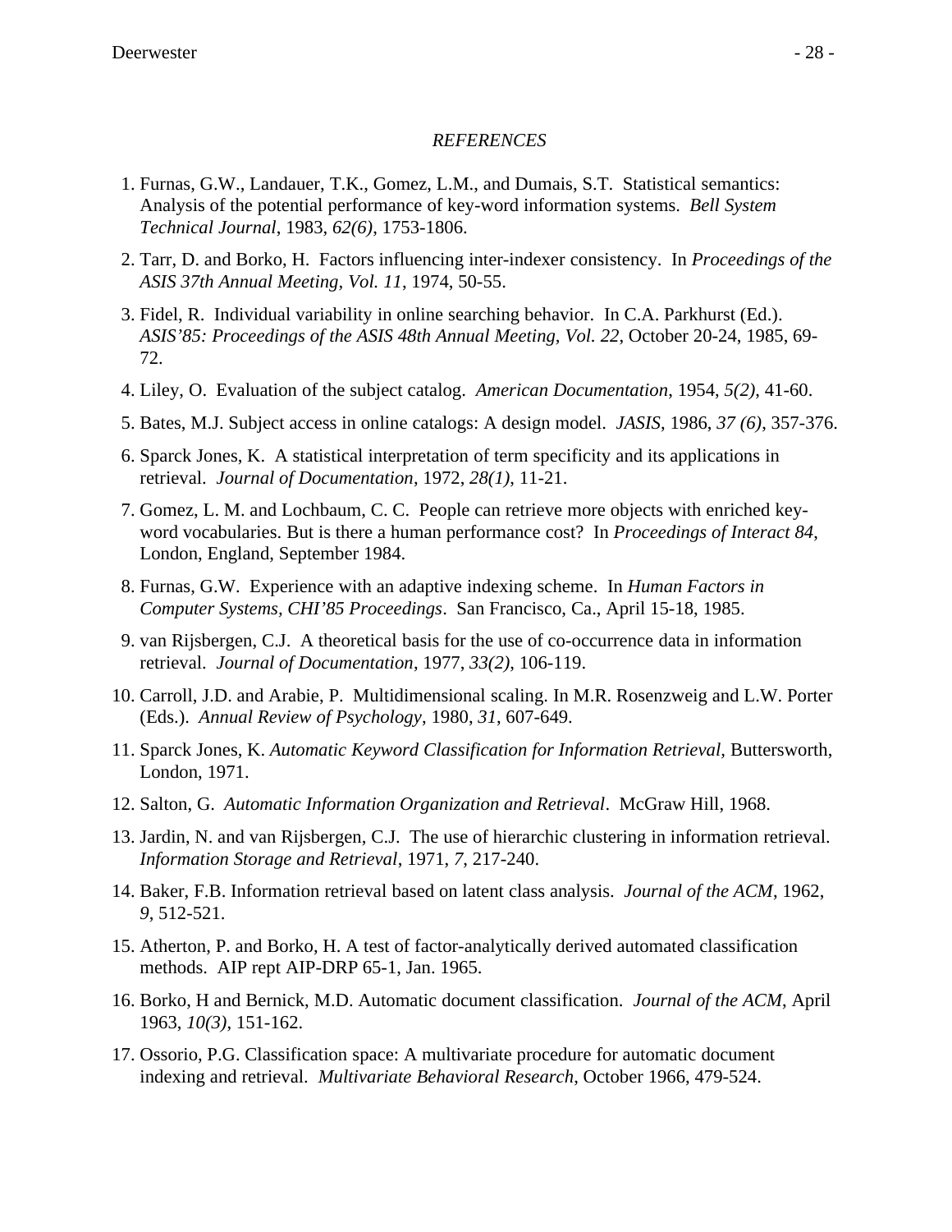## *REFERENCES*

1. Furnas, G.W., Landauer, T.K., Gomez, L.M., and Dumais, S.T. Statistical semantics: Analysis of the potential performance of key-word information systems. *Bell System Technical Journal*, 1983, *62(6)*, 1753-1806.
2. Tarr, D. and Borko, H. Factors influencing inter-indexer consistency. In *Proceedings of the ASIS 37th Annual Meeting, Vol. 11*, 1974, 50-55.
3. Fidel, R. Individual variability in online searching behavior. In C.A. Parkhurst (Ed.). *ASIS'85: Proceedings of the ASIS 48th Annual Meeting, Vol. 22*, October 20-24, 1985, 69-72.
4. Liley, O. Evaluation of the subject catalog. *American Documentation*, 1954, *5(2)*, 41-60.
5. Bates, M.J. Subject access in online catalogs: A design model. *JASIS*, 1986, *37 (6)*, 357-376.
6. Sparck Jones, K. A statistical interpretation of term specificity and its applications in retrieval. *Journal of Documentation*, 1972, *28(1)*, 11-21.
7. Gomez, L. M. and Lochbaum, C. C. People can retrieve more objects with enriched key-word vocabularies. But is there a human performance cost? In *Proceedings of Interact 84*, London, England, September 1984.
8. Furnas, G.W. Experience with an adaptive indexing scheme. In *Human Factors in Computer Systems, CHI'85 Proceedings*. San Francisco, Ca., April 15-18, 1985.
9. van Rijsbergen, C.J. A theoretical basis for the use of co-occurrence data in information retrieval. *Journal of Documentation*, 1977, *33(2)*, 106-119.
10. Carroll, J.D. and Arabie, P. Multidimensional scaling. In M.R. Rosenzweig and L.W. Porter (Eds.). *Annual Review of Psychology*, 1980, *31*, 607-649.
11. Sparck Jones, K. *Automatic Keyword Classification for Information Retrieval*, Buttersworth, London, 1971.
12. Salton, G. *Automatic Information Organization and Retrieval*. McGraw Hill, 1968.
13. Jardin, N. and van Rijsbergen, C.J. The use of hierarchic clustering in information retrieval. *Information Storage and Retrieval*, 1971, *7*, 217-240.
14. Baker, F.B. Information retrieval based on latent class analysis. *Journal of the ACM*, 1962, *9*, 512-521.
15. Atherton, P. and Borko, H. A test of factor-analytically derived automated classification methods. AIP rept AIP-DRP 65-1, Jan. 1965.
16. Borko, H and Bernick, M.D. Automatic document classification. *Journal of the ACM*, April 1963, *10(3)*, 151-162.
17. Ossorio, P.G. Classification space: A multivariate procedure for automatic document indexing and retrieval. *Multivariate Behavioral Research*, October 1966, 479-524.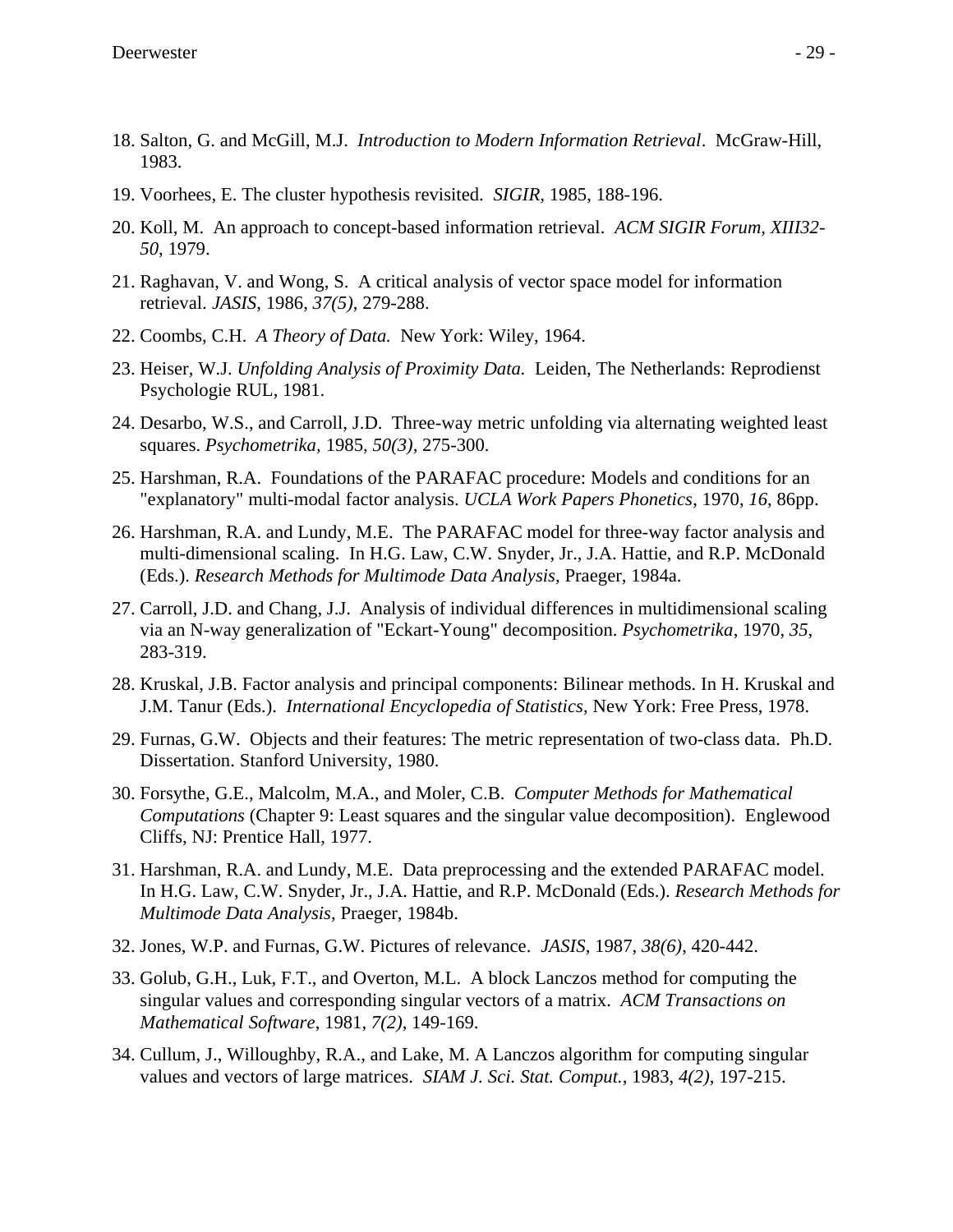18. Salton, G. and McGill, M.J. *Introduction to Modern Information Retrieval*. McGraw-Hill, 1983.

19. Voorhees, E. The cluster hypothesis revisited. *SIGIR*, 1985, 188-196.

20. Koll, M. An approach to concept-based information retrieval. *ACM SIGIR Forum, XIII32-50*, 1979.

21. Raghavan, V. and Wong, S. A critical analysis of vector space model for information retrieval. *JASIS*, 1986, *37(5)*, 279-288.

22. Coombs, C.H. *A Theory of Data.* New York: Wiley, 1964.

23. Heiser, W.J. *Unfolding Analysis of Proximity Data.* Leiden, The Netherlands: Reprodienst Psychologie RUL, 1981.

24. Desarbo, W.S., and Carroll, J.D. Three-way metric unfolding via alternating weighted least squares. *Psychometrika*, 1985, *50(3)*, 275-300.

25. Harshman, R.A. Foundations of the PARAFAC procedure: Models and conditions for an "explanatory" multi-modal factor analysis. *UCLA Work Papers Phonetics*, 1970, *16*, 86pp.

26. Harshman, R.A. and Lundy, M.E. The PARAFAC model for three-way factor analysis and multi-dimensional scaling. In H.G. Law, C.W. Snyder, Jr., J.A. Hattie, and R.P. McDonald (Eds.). *Research Methods for Multimode Data Analysis*, Praeger, 1984a.

27. Carroll, J.D. and Chang, J.J. Analysis of individual differences in multidimensional scaling via an N-way generalization of "Eckart-Young" decomposition. *Psychometrika*, 1970, *35*, 283-319.

28. Kruskal, J.B. Factor analysis and principal components: Bilinear methods. In H. Kruskal and J.M. Tanur (Eds.). *International Encyclopedia of Statistics*, New York: Free Press, 1978.

29. Furnas, G.W. Objects and their features: The metric representation of two-class data. Ph.D. Dissertation. Stanford University, 1980.

30. Forsythe, G.E., Malcolm, M.A., and Moler, C.B. *Computer Methods for Mathematical Computations* (Chapter 9: Least squares and the singular value decomposition). Englewood Cliffs, NJ: Prentice Hall, 1977.

31. Harshman, R.A. and Lundy, M.E. Data preprocessing and the extended PARAFAC model. In H.G. Law, C.W. Snyder, Jr., J.A. Hattie, and R.P. McDonald (Eds.). *Research Methods for Multimode Data Analysis*, Praeger, 1984b.

32. Jones, W.P. and Furnas, G.W. Pictures of relevance. *JASIS*, 1987, *38(6)*, 420-442.

33. Golub, G.H., Luk, F.T., and Overton, M.L. A block Lanczos method for computing the singular values and corresponding singular vectors of a matrix. *ACM Transactions on Mathematical Software*, 1981, *7(2)*, 149-169.

34. Cullum, J., Willoughby, R.A., and Lake, M. A Lanczos algorithm for computing singular values and vectors of large matrices. *SIAM J. Sci. Stat. Comput.*, 1983, *4(2)*, 197-215.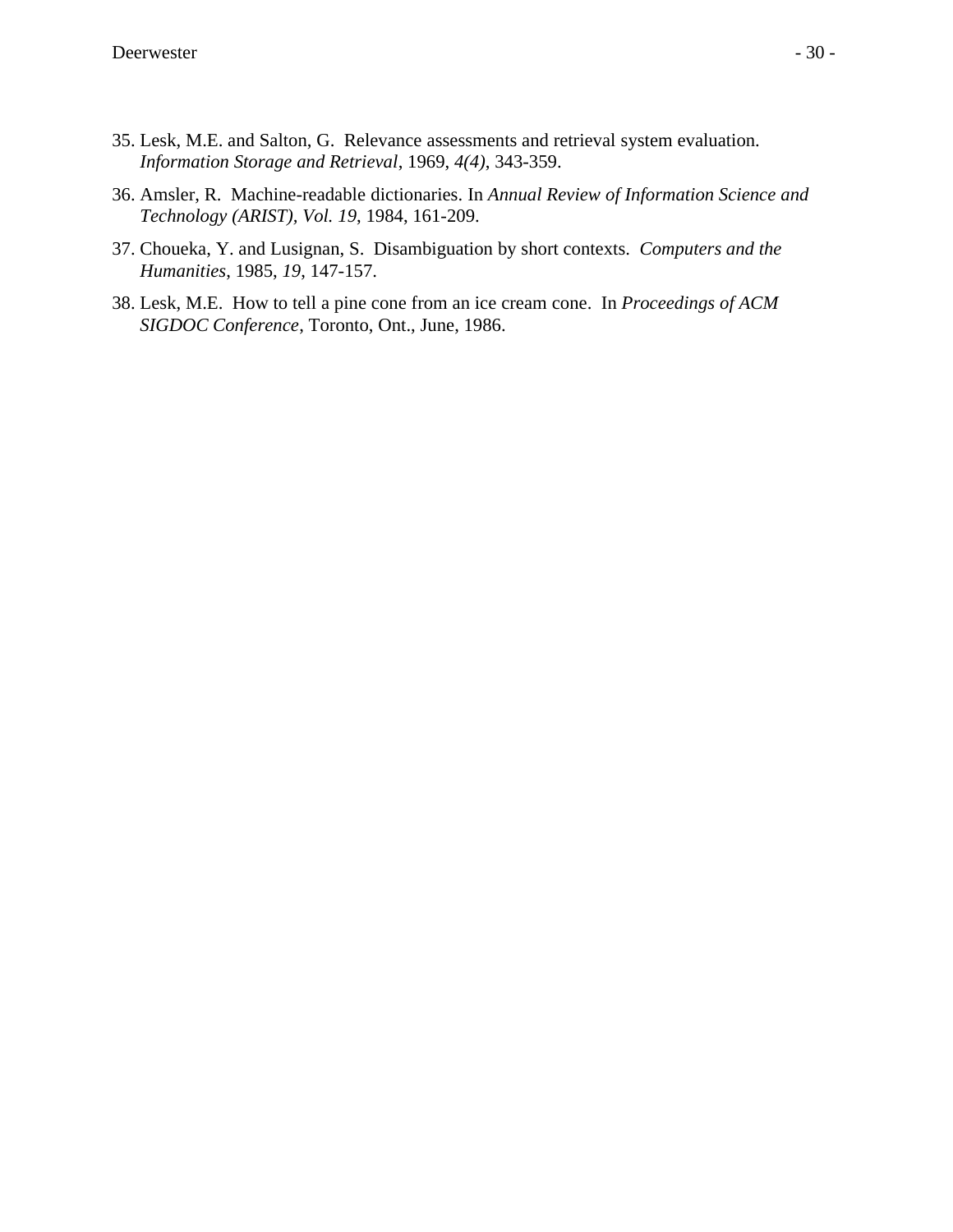35. Lesk, M.E. and Salton, G. Relevance assessments and retrieval system evaluation. *Information Storage and Retrieval*, 1969, *4(4)*, 343-359.

36. Amsler, R. Machine-readable dictionaries. In *Annual Review of Information Science and Technology (ARIST), Vol. 19*, 1984, 161-209.

37. Choueka, Y. and Lusignan, S. Disambiguation by short contexts. *Computers and the Humanities*, 1985, *19*, 147-157.

38. Lesk, M.E. How to tell a pine cone from an ice cream cone. In *Proceedings of ACM SIGDOC Conference*, Toronto, Ont., June, 1986.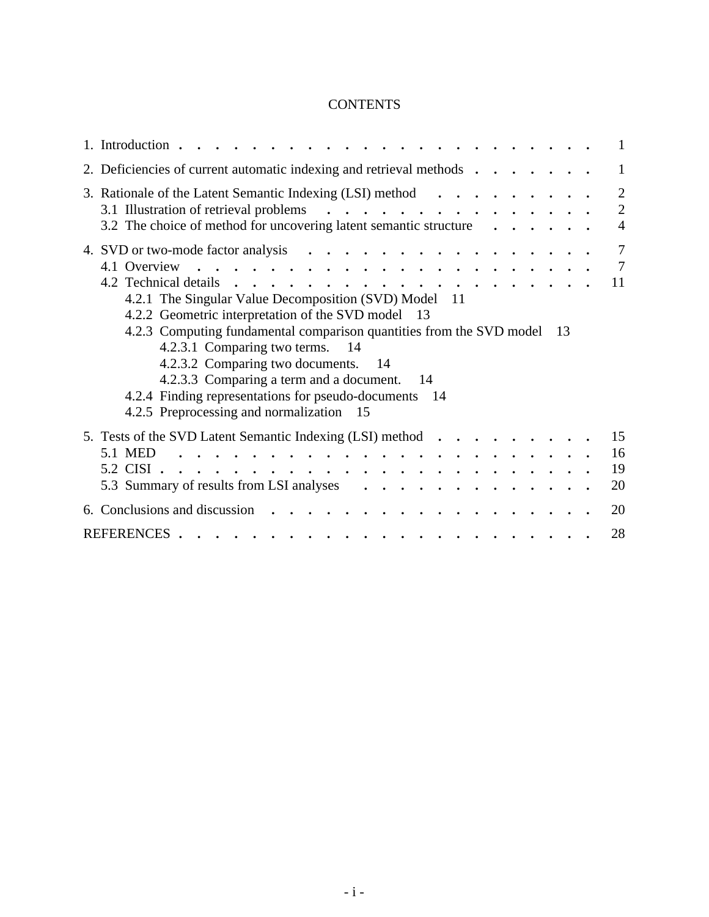# CONTENTS

1. Introduction . . . . . . . . . . . . . . . . . . . . . . . . . . 1

2. Deficiencies of current automatic indexing and retrieval methods . . . . . . . . 1

3. Rationale of the Latent Semantic Indexing (LSI) method . . . . . . . . . . 2
   - 3.1 Illustration of retrieval problems . . . . . . . . . . . . . . . . . 2
   - 3.2 The choice of method for uncovering latent semantic structure . . . . . . 4

4. SVD or two-mode factor analysis . . . . . . . . . . . . . . . . . . . 7
   - 4.1 Overview . . . . . . . . . . . . . . . . . . . . . . . . . 7
   - 4.2 Technical details . . . . . . . . . . . . . . . . . . . . . . 11
     - 4.2.1 The Singular Value Decomposition (SVD) Model 11
     - 4.2.2 Geometric interpretation of the SVD model 13
     - 4.2.3 Computing fundamental comparison quantities from the SVD model 13
       - 4.2.3.1 Comparing two terms. 14
       - 4.2.3.2 Comparing two documents. 14
       - 4.2.3.3 Comparing a term and a document. 14
     - 4.2.4 Finding representations for pseudo-documents 14
     - 4.2.5 Preprocessing and normalization 15

5. Tests of the SVD Latent Semantic Indexing (LSI) method . . . . . . . . . . 15
   - 5.1 MED . . . . . . . . . . . . . . . . . . . . . . . . . . 16
   - 5.2 CISI . . . . . . . . . . . . . . . . . . . . . . . . . . 19
   - 5.3 Summary of results from LSI analyses . . . . . . . . . . . . . . . 20

6. Conclusions and discussion . . . . . . . . . . . . . . . . . . . . 20

REFERENCES . . . . . . . . . . . . . . . . . . . . . . . . . . . 28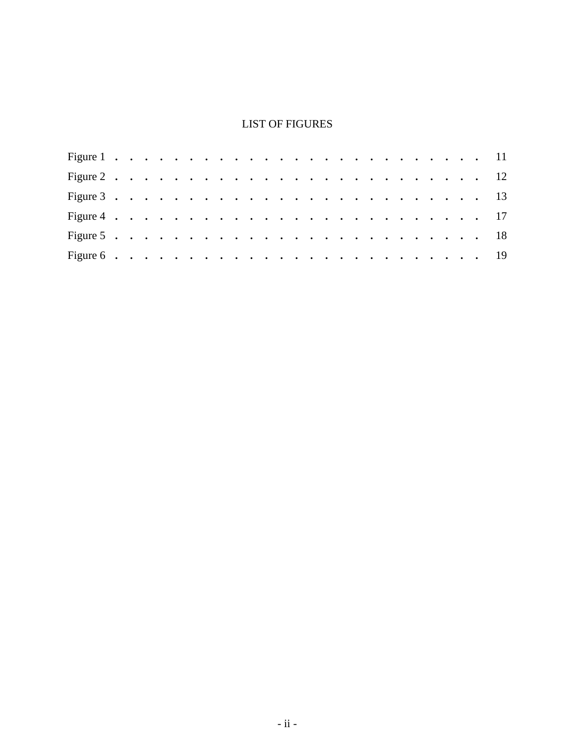# LIST OF FIGURES

| | |
|---|---|
| Figure 1 | 11 |
| Figure 2 | 12 |
| Figure 3 | 13 |
| Figure 4 | 17 |
| Figure 5 | 18 |
| Figure 6 | 19 |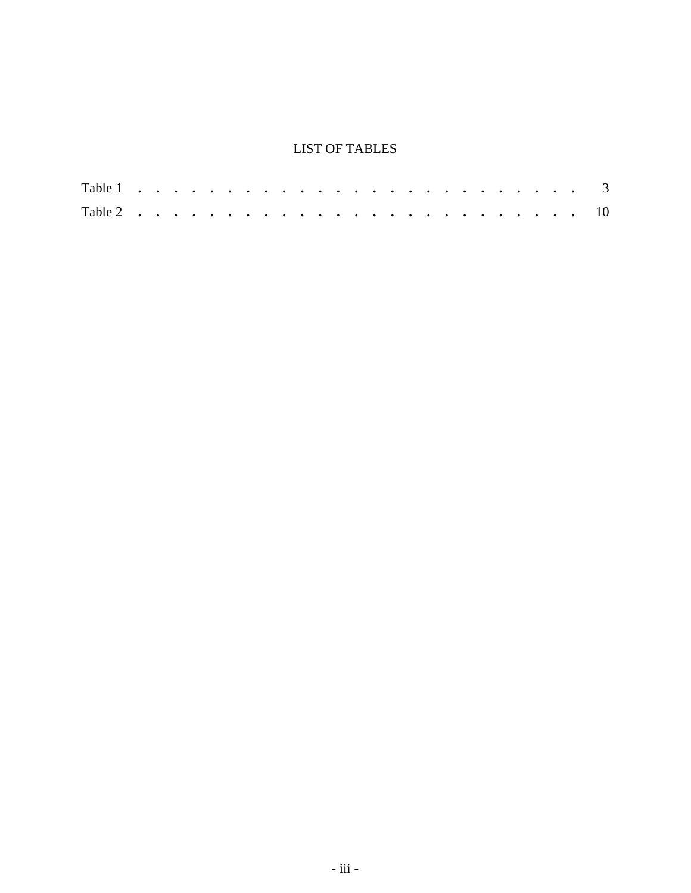# LIST OF TABLES

Table 1 . . . . . . . . . . . . . . . . . . . . . . . . . 3

Table 2 . . . . . . . . . . . . . . . . . . . . . . . . . 10